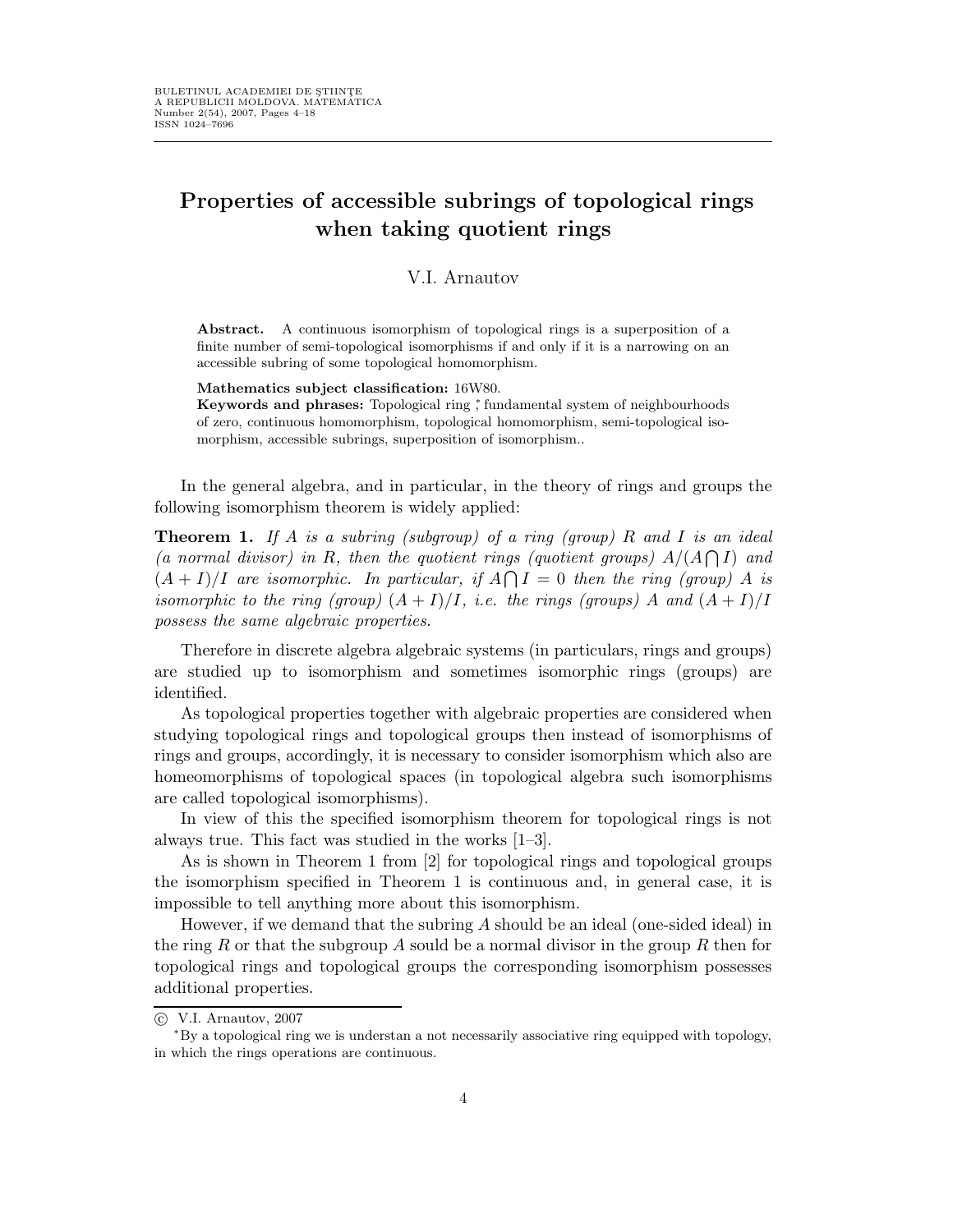# Properties of accessible subrings of topological rings when taking quotient rings

V.I. Arnautov

**Abstract.** A continuous isomorphism of topological rings is a superposition of a finite number of semi-topological isomorphisms if and only if it is a narrowing on an accessible subring of some topological homomorphism.

**Mathematics subject classification:** 16W80.

**Keywords and phrases:** Topological ring [*], fundamental system of neighbourhoods of zero, continuous homomorphism, topological homomorphism, semi-topological isomorphism, accessible subrings, superposition of isomorphism..

In the general algebra, and in particular, in the theory of rings and groups the following isomorphism theorem is widely applied:

**Theorem 1.** *If $A$ is a subring (subgroup) of a ring (group) $R$ and $I$ is an ideal (a normal divisor) in $R$, then the quotient rings (quotient groups) $A/(A \bigcap I)$ and $(A + I)/I$ are isomorphic. In particular, if $A \bigcap I = 0$ then the ring (group) $A$ is isomorphic to the ring (group) $(A + I)/I$, i.e. the rings (groups) $A$ and $(A + I)/I$ possess the same algebraic properties.*

Therefore in discrete algebra algebraic systems (in particulars, rings and groups) are studied up to isomorphism and sometimes isomorphic rings (groups) are identified.

As topological properties together with algebraic properties are considered when studying topological rings and topological groups then instead of isomorphisms of rings and groups, accordingly, it is necessary to consider isomorphism which also are homeomorphisms of topological spaces (in topological algebra such isomorphisms are called topological isomorphisms).

In view of this the specified isomorphism theorem for topological rings is not always true. This fact was studied in the works [1–3].

As is shown in Theorem 1 from [2] for topological rings and topological groups the isomorphism specified in Theorem 1 is continuous and, in general case, it is impossible to tell anything more about this isomorphism.

However, if we demand that the subring $A$ should be an ideal (one-sided ideal) in the ring $R$ or that the subgroup $A$ sould be a normal divisor in the group $R$ then for topological rings and topological groups the corresponding isomorphism possesses additional properties.

© V.I. Arnautov, 2007

[*] By a topological ring we is understan a not necessarily associative ring equipped with topology, in which the rings operations are continuous.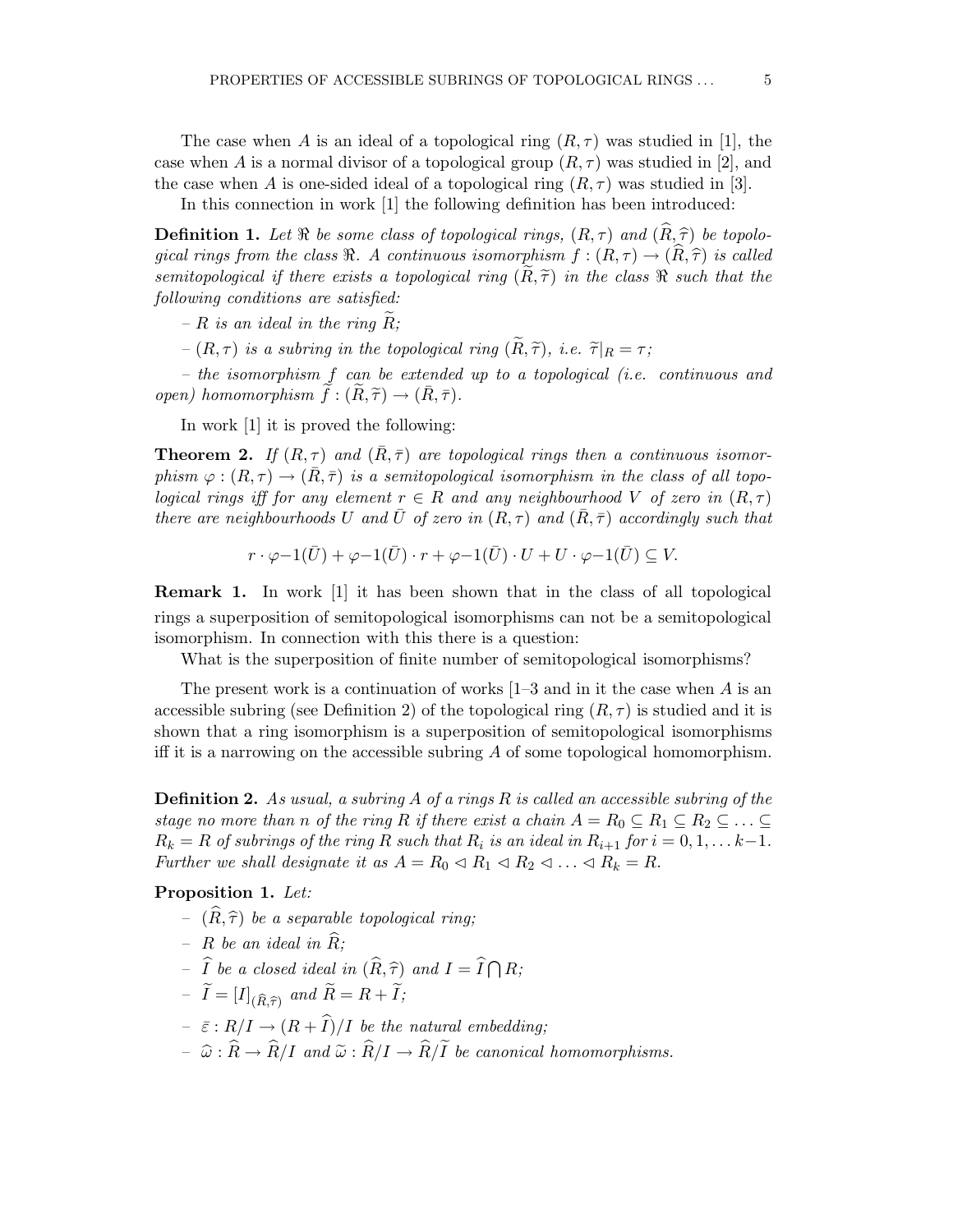The case when $A$ is an ideal of a topological ring $(R, \tau)$ was studied in [1], the case when $A$ is a normal divisor of a topological group $(R, \tau)$ was studied in [2], and the case when $A$ is one-sided ideal of a topological ring $(R, \tau)$ was studied in [3].

In this connection in work [1] the following definition has been introduced:

**Definition 1.** *Let $\Re$ be some class of topological rings, $(R, \tau)$ and $(\widehat{R}, \widehat{\tau})$ be topological rings from the class $\Re$. A continuous isomorphism $f : (R, \tau) \to (\widehat{R}, \widehat{\tau})$ is called semitopological if there exists a topological ring $(\widetilde{R}, \widetilde{\tau})$ in the class $\Re$ such that the following conditions are satisfied:*

*– $R$ is an ideal in the ring $\widetilde{R}$;*

*– $(R, \tau)$ is a subring in the topological ring $(\widetilde{R}, \widetilde{\tau})$, i.e. $\widetilde{\tau}|_R = \tau$;*

*– the isomorphism $f$ can be extended up to a topological (i.e. continuous and open) homomorphism $\widetilde{f} : (\widetilde{R}, \widetilde{\tau}) \to (\bar{R}, \bar{\tau})$.*

In work [1] it is proved the following:

**Theorem 2.** *If $(R, \tau)$ and $(\bar{R}, \bar{\tau})$ are topological rings then a continuous isomorphism $\varphi : (R, \tau) \to (\bar{R}, \bar{\tau})$ is a semitopological isomorphism in the class of all topological rings iff for any element $r \in R$ and any neighbourhood $V$ of zero in $(R, \tau)$ there are neighbourhoods $U$ and $\bar{U}$ of zero in $(R, \tau)$ and $(\bar{R}, \bar{\tau})$ accordingly such that*

$$r \cdot \varphi{-}1(\bar{U}) + \varphi{-}1(\bar{U}) \cdot r + \varphi{-}1(\bar{U}) \cdot U + U \cdot \varphi{-}1(\bar{U}) \subseteq V.$$

**Remark 1.** In work [1] it has been shown that in the class of all topological rings a superposition of semitopological isomorphisms can not be a semitopological isomorphism. In connection with this there is a question:

What is the superposition of finite number of semitopological isomorphisms?

The present work is a continuation of works [1–3 and in it the case when $A$ is an accessible subring (see Definition 2) of the topological ring $(R, \tau)$ is studied and it is shown that a ring isomorphism is a superposition of semitopological isomorphisms iff it is a narrowing on the accessible subring $A$ of some topological homomorphism.

**Definition 2.** *As usual, a subring $A$ of a rings $R$ is called an accessible subring of the stage no more than $n$ of the ring $R$ if there exist a chain $A = R_0 \subseteq R_1 \subseteq R_2 \subseteq \ldots \subseteq R_k = R$ of subrings of the ring $R$ such that $R_i$ is an ideal in $R_{i+1}$ for $i = 0, 1, \ldots k{-}1$. Further we shall designate it as $A = R_0 \lhd R_1 \lhd R_2 \lhd \ldots \lhd R_k = R$.*

**Proposition 1.** *Let:*

*– $(\widehat{R}, \widehat{\tau})$ be a separable topological ring;*

*– $R$ be an ideal in $\widehat{R}$;*

*– $\widehat{I}$ be a closed ideal in $(\widehat{R}, \widehat{\tau})$ and $I = \widehat{I} \bigcap R$;*

*– $\widetilde{I} = [I]_{(\widehat{R}, \widehat{\tau})}$ and $\widetilde{R} = R + \widetilde{I}$;*

*– $\bar{\varepsilon} : R/I \to (R + \widehat{I})/I$ be the natural embedding;*

*– $\widehat{\omega} : \widehat{R} \to \widehat{R}/I$ and $\widetilde{\omega} : \widehat{R}/I \to \widehat{R}/\widetilde{I}$ be canonical homomorphisms.*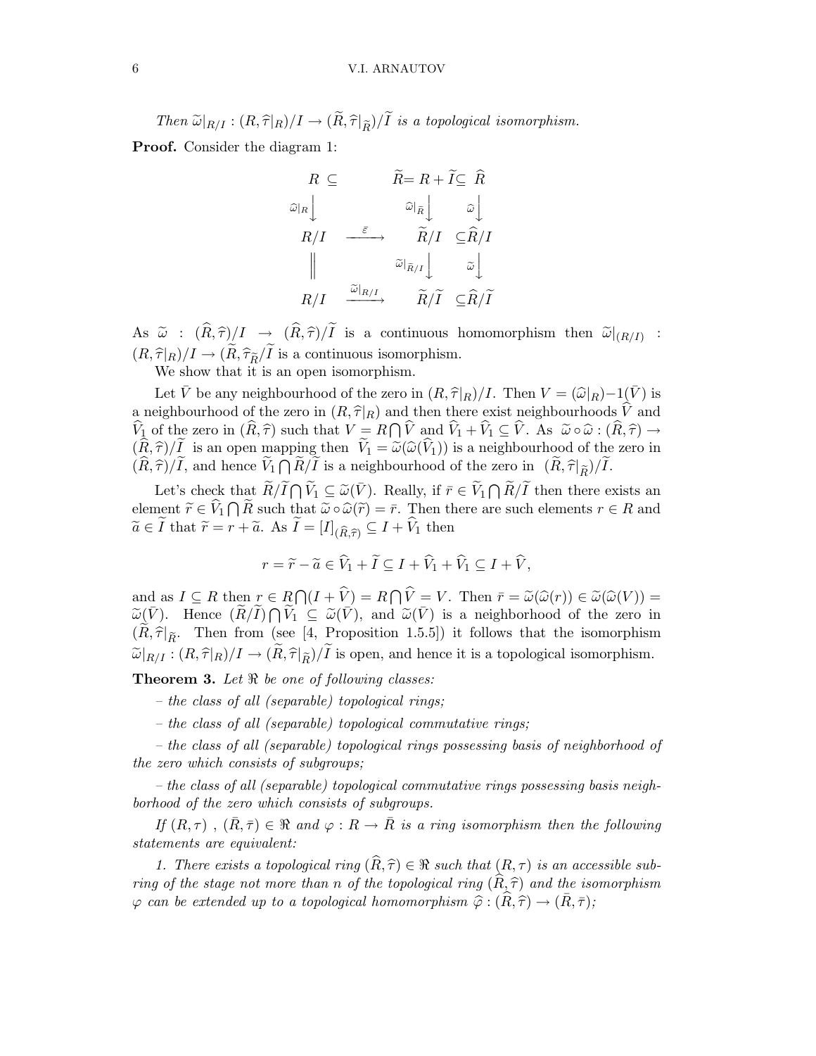*Then $\widetilde{\omega}|_{R/I} : (R, \widehat{\tau}|_R)/I \to (\widetilde{R}, \widehat{\tau}|_{\widetilde{R}})/\widetilde{I}$ is a topological isomorphism.*

**Proof.** Consider the diagram 1:

$$\begin{array}{ccccc}
R \subseteq & & \widetilde{R} = R + \widetilde{I} \subseteq & \widehat{R} \\
\widehat{\omega}|_R \downarrow & & \widehat{\omega}|_{\widetilde{R}} \downarrow & \widehat{\omega} \downarrow \\
R/I & \xrightarrow{\bar{\varepsilon}} & \widetilde{R}/I & \subseteq \widehat{R}/I \\
\Big\| & & \widetilde{\omega}|_{\widetilde{R}/I} \downarrow & \widetilde{\omega} \downarrow \\
R/I & \xrightarrow{\widetilde{\omega}|_{R/I}} & \widetilde{R}/\widetilde{I} & \subseteq \widehat{R}/\widetilde{I}
\end{array}$$

As $\widetilde{\omega} : (\widehat{R}, \widehat{\tau})/I \to (\widehat{R}, \widehat{\tau})/\widetilde{I}$ is a continuous homomorphism then $\widetilde{\omega}|_{(R/I)} : (R, \widehat{\tau}|_R)/I \to (\widetilde{R}, \widehat{\tau}_{\widetilde{R}}/\widetilde{I}$ is a continuous isomorphism.

We show that it is an open isomorphism.

Let $\bar{V}$ be any neighbourhood of the zero in $(R, \widehat{\tau}|_R)/I$. Then $V = (\widehat{\omega}|_R)-1(\bar{V})$ is a neighbourhood of the zero in $(R, \widehat{\tau}|_R)$ and then there exist neighbourhoods $\widehat{V}$ and $\widehat{V}_1$ of the zero in $(\widehat{R}, \widehat{\tau})$ such that $V = R \bigcap \widehat{V}$ and $\widehat{V}_1 + \widehat{V}_1 \subseteq \widehat{V}$. As $\widetilde{\omega} \circ \widehat{\omega} : (\widehat{R}, \widehat{\tau}) \to (\widehat{R}, \widehat{\tau})/\widetilde{I}$ is an open mapping then $\widetilde{V}_1 = \widetilde{\omega}(\widehat{\omega}(\widehat{V}_1))$ is a neighbourhood of the zero in $(\widehat{R}, \widehat{\tau})/\widetilde{I}$, and hence $\widetilde{V}_1 \bigcap \widetilde{R}/\widetilde{I}$ is a neighbourhood of the zero in $(\widetilde{R}, \widehat{\tau}|_{\widetilde{R}})/\widetilde{I}$.

Let's check that $\widetilde{R}/\widetilde{I} \bigcap \widetilde{V}_1 \subseteq \widetilde{\omega}(\bar{V})$. Really, if $\bar{r} \in \widetilde{V}_1 \bigcap \widetilde{R}/\widetilde{I}$ then there exists an element $\widetilde{r} \in \widehat{V}_1 \bigcap \widetilde{R}$ such that $\widetilde{\omega} \circ \widehat{\omega}(\widetilde{r}) = \bar{r}$. Then there are such elements $r \in R$ and $\widetilde{a} \in \widetilde{I}$ that $\widetilde{r} = r + \widetilde{a}$. As $\widetilde{I} = [I]_{(\widehat{R}, \widehat{\tau})} \subseteq I + \widehat{V}_1$ then

$$r = \widetilde{r} - \widetilde{a} \in \widehat{V}_1 + \widetilde{I} \subseteq I + \widehat{V}_1 + \widehat{V}_1 \subseteq I + \widehat{V},$$

and as $I \subseteq R$ then $r \in R \bigcap (I + \widehat{V}) = R \bigcap \widehat{V} = V$. Then $\bar{r} = \widetilde{\omega}(\widehat{\omega}(r)) \in \widetilde{\omega}(\widehat{\omega}(V)) = \widetilde{\omega}(\bar{V})$. Hence $(\widetilde{R}/\widetilde{I}) \bigcap \widetilde{V}_1 \subseteq \widetilde{\omega}(\bar{V})$, and $\widetilde{\omega}(\bar{V})$ is a neighborhood of the zero in $(\widetilde{R}, \widehat{\tau}|_{\widetilde{R}}$. Then from (see [4, Proposition 1.5.5]) it follows that the isomorphism $\widetilde{\omega}|_{R/I} : (R, \widehat{\tau}|_R)/I \to (\widetilde{R}, \widehat{\tau}|_{\widetilde{R}})/\widetilde{I}$ is open, and hence it is a topological isomorphism.

**Theorem 3.** *Let $\Re$ be one of following classes:*

*– the class of all (separable) topological rings;*

*– the class of all (separable) topological commutative rings;*

*– the class of all (separable) topological rings possessing basis of neighborhood of the zero which consists of subgroups;*

*– the class of all (separable) topological commutative rings possessing basis neighborhood of the zero which consists of subgroups.*

*If $(R, \tau)$ , $(\bar{R}, \bar{\tau}) \in \Re$ and $\varphi : R \to \bar{R}$ is a ring isomorphism then the following statements are equivalent:*

*1. There exists a topological ring $(\widehat{R}, \widehat{\tau}) \in \Re$ such that $(R, \tau)$ is an accessible subring of the stage not more than $n$ of the topological ring $(\widehat{R}, \widehat{\tau})$ and the isomorphism $\varphi$ can be extended up to a topological homomorphism $\widehat{\varphi} : (\widehat{R}, \widehat{\tau}) \to (\bar{R}, \bar{\tau})$;*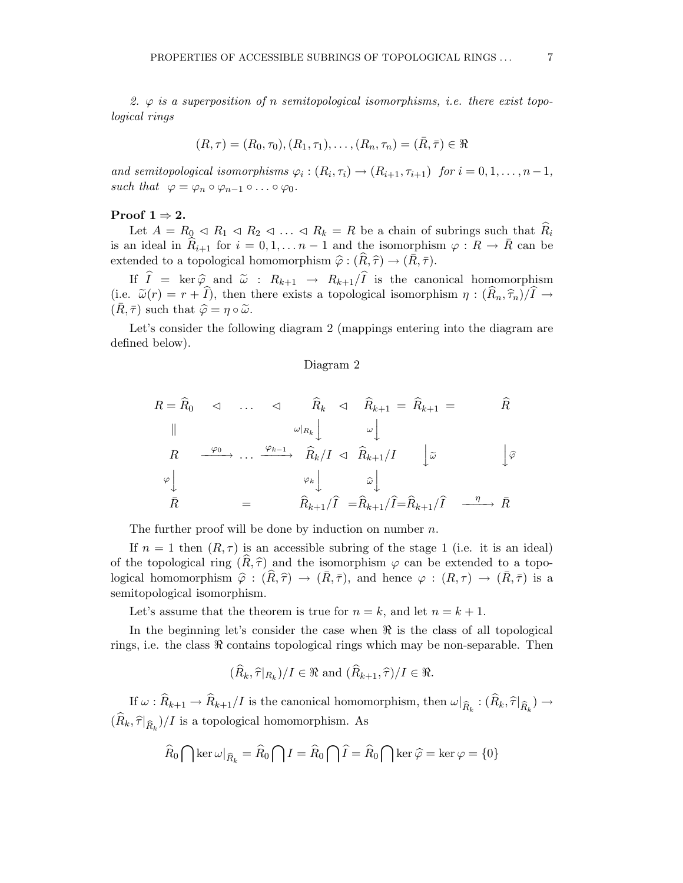*2. $\varphi$ is a superposition of $n$ semitopological isomorphisms, i.e. there exist topological rings*

$$(R, \tau) = (R_0, \tau_0), (R_1, \tau_1), \ldots, (R_n, \tau_n) = (\bar{R}, \bar{\tau}) \in \Re$$

*and semitopological isomorphisms $\varphi_i : (R_i, \tau_i) \to (R_{i+1}, \tau_{i+1})$ for $i = 0, 1, \ldots, n-1$, such that $\varphi = \varphi_n \circ \varphi_{n-1} \circ \ldots \circ \varphi_0$.*

**Proof $1 \Rightarrow 2$.**

Let $A = R_0 \lhd R_1 \lhd R_2 \lhd \ldots \lhd R_k = R$ be a chain of subrings such that $\widehat{R}_i$ is an ideal in $\widehat{R}_{i+1}$ for $i = 0, 1, \ldots n-1$ and the isomorphism $\varphi : R \to \bar{R}$ can be extended to a topological homomorphism $\widehat{\varphi} : (\widehat{R}, \widehat{\tau}) \to (\bar{R}, \bar{\tau})$.

If $\widehat{I} = \ker \widehat{\varphi}$ and $\widetilde{\omega} : R_{k+1} \to R_{k+1}/\widehat{I}$ is the canonical homomorphism (i.e. $\widetilde{\omega}(r) = r + \widehat{I}$), then there exists a topological isomorphism $\eta : (\widehat{R}_n, \widehat{\tau}_n)/\widehat{I} \to (\bar{R}, \bar{\tau})$ such that $\widehat{\varphi} = \eta \circ \widetilde{\omega}$.

Let's consider the following diagram 2 (mappings entering into the diagram are defined below).

Diagram 2

$$\begin{array}{ccccccccc}
R = \widehat{R}_0 & \lhd & \ldots & \lhd & \widehat{R}_k & \lhd & \widehat{R}_{k+1} = \widehat{R}_{k+1} = & & \widehat{R} \\
\| & & & & \downarrow {\scriptstyle \omega|_{R_k}} & & \downarrow {\scriptstyle \omega} & & \\
R & \xrightarrow{\varphi_0} & \ldots & \xrightarrow{\varphi_{k-1}} & \widehat{R}_k/I & \lhd & \widehat{R}_{k+1}/I \quad \downarrow {\scriptstyle \widetilde{\omega}} & & \downarrow {\scriptstyle \widehat{\varphi}} \\
\downarrow {\scriptstyle \varphi} & & & & \downarrow {\scriptstyle \varphi_k} & & \downarrow {\scriptstyle \widehat{\omega}} & & \\
\bar{R} & & = & & \widehat{R}_{k+1}/\widehat{I} & = & \widehat{R}_{k+1}/\widehat{I} = \widehat{R}_{k+1}/\widehat{I} & \xrightarrow{\eta} & \bar{R}
\end{array}$$

The further proof will be done by induction on number $n$.

If $n = 1$ then $(R, \tau)$ is an accessible subring of the stage 1 (i.e. it is an ideal) of the topological ring $(\widehat{R}, \widehat{\tau})$ and the isomorphism $\varphi$ can be extended to a topological homomorphism $\widehat{\varphi} : (\widehat{R}, \widehat{\tau}) \to (\bar{R}, \bar{\tau})$, and hence $\varphi : (R, \tau) \to (\bar{R}, \bar{\tau})$ is a semitopological isomorphism.

Let's assume that the theorem is true for $n = k$, and let $n = k + 1$.

In the beginning let's consider the case when $\Re$ is the class of all topological rings, i.e. the class $\Re$ contains topological rings which may be non-separable. Then

$$(\widehat{R}_k, \widehat{\tau}|_{R_k})/I \in \Re \text{ and } (\widehat{R}_{k+1}, \widehat{\tau})/I \in \Re.$$

If $\omega : \widehat{R}_{k+1} \to \widehat{R}_{k+1}/I$ is the canonical homomorphism, then $\omega|_{\widehat{R}_k} : (\widehat{R}_k, \widehat{\tau}|_{\widehat{R}_k}) \to (\widehat{R}_k, \widehat{\tau}|_{\widehat{R}_k})/I$ is a topological homomorphism. As

$$\widehat{R}_0 \bigcap \ker \omega|_{\widehat{R}_k} = \widehat{R}_0 \bigcap I = \widehat{R}_0 \bigcap \widehat{I} = \widehat{R}_0 \bigcap \ker \widehat{\varphi} = \ker \varphi = \{0\}$$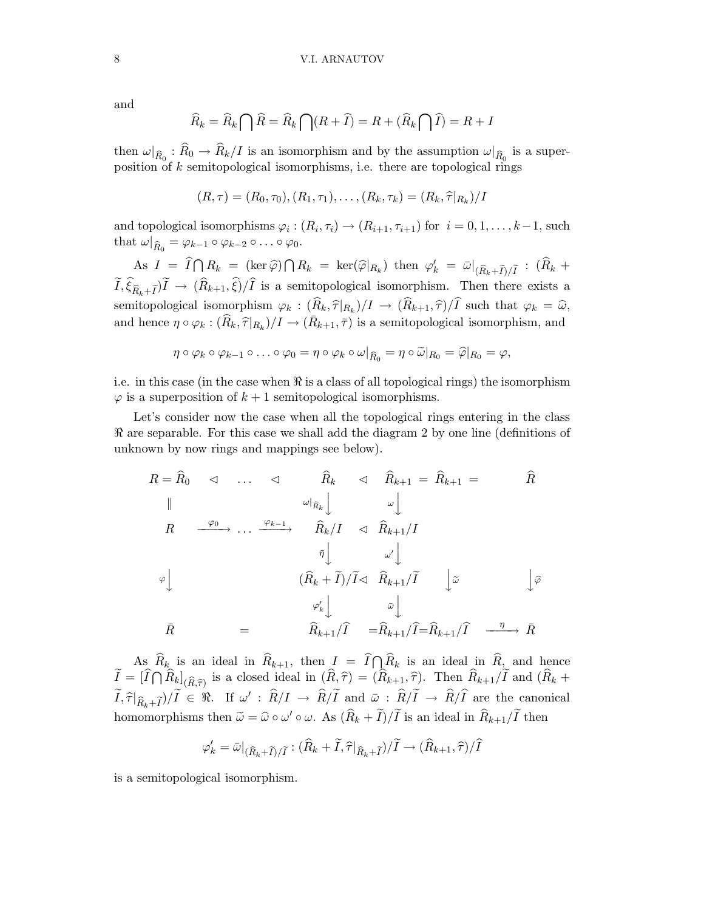and

$$\widehat{R}_k = \widehat{R}_k \bigcap \widehat{R} = \widehat{R}_k \bigcap (R + \widehat{I}) = R + (\widehat{R}_k \bigcap \widehat{I}) = R + I$$

then $\omega|_{\widehat{R}_0} : \widehat{R}_0 \to \widehat{R}_k/I$ is an isomorphism and by the assumption $\omega|_{\widehat{R}_0}$ is a superposition of $k$ semitopological isomorphisms, i.e. there are topological rings

$$(R, \tau) = (R_0, \tau_0), (R_1, \tau_1), \ldots, (R_k, \tau_k) = (R_k, \widehat{\tau}|_{R_k})/I$$

and topological isomorphisms $\varphi_i : (R_i, \tau_i) \to (R_{i+1}, \tau_{i+1})$ for $i = 0, 1, \ldots, k-1$, such that $\omega|_{\widehat{R}_0} = \varphi_{k-1} \circ \varphi_{k-2} \circ \ldots \circ \varphi_0$.

As $I = \widehat{I} \bigcap R_k = (\ker \widehat{\varphi}) \bigcap R_k = \ker(\widehat{\varphi}|_{R_k})$ then $\varphi'_k = \bar{\omega}|_{(\widehat{R}_k + \widetilde{I})/\widetilde{I}} : (\widehat{R}_k + \widetilde{I}, \widehat{\xi}_{\widehat{R}_k + \widetilde{I}})\widetilde{I} \to (\widehat{R}_{k+1}, \widehat{\xi})/\widehat{I}$ is a semitopological isomorphism. Then there exists a semitopological isomorphism $\varphi_k : (\widehat{R}_k, \widehat{\tau}|_{R_k})/I \to (\widehat{R}_{k+1}, \widehat{\tau})/\widehat{I}$ such that $\varphi_k = \widehat{\omega}$, and hence $\eta \circ \varphi_k : (\widehat{R}_k, \widehat{\tau}|_{R_k})/I \to (\bar{R}_{k+1}, \bar{\tau})$ is a semitopological isomorphism, and

$$\eta \circ \varphi_k \circ \varphi_{k-1} \circ \ldots \circ \varphi_0 = \eta \circ \varphi_k \circ \omega|_{\widehat{R}_0} = \eta \circ \widetilde{\omega}|_{R_0} = \widehat{\varphi}|_{R_0} = \varphi,$$

i.e. in this case (in the case when $\Re$ is a class of all topological rings) the isomorphism $\varphi$ is a superposition of $k + 1$ semitopological isomorphisms.

Let's consider now the case when all the topological rings entering in the class $\Re$ are separable. For this case we shall add the diagram 2 by one line (definitions of unknown by now rings and mappings see below).

$$\begin{array}{ccccccccc}
R = \widehat{R}_0 & \lhd & \ldots & \lhd & \widehat{R}_k & \lhd & \widehat{R}_{k+1} = \widehat{R}_{k+1} = & & \widehat{R} \\
\| & & & & \downarrow{\scriptstyle \omega|_{\widehat{R}_k}} & & \downarrow{\scriptstyle \omega} & & \\
R & \xrightarrow{\varphi_0} & \ldots & \xrightarrow{\varphi_{k-1}} & \widehat{R}_k/I & \lhd & \widehat{R}_{k+1}/I & & \\
 & & & & \downarrow{\scriptstyle \bar{\eta}} & & \downarrow{\scriptstyle \omega'} & & \\
\downarrow{\scriptstyle \varphi} & & & & (\widehat{R}_k + \widetilde{I})/\widetilde{I} & \lhd & \widehat{R}_{k+1}/\widetilde{I} & \downarrow{\scriptstyle \widetilde{\omega}} & \downarrow{\scriptstyle \widehat{\varphi}} \\
 & & & & \downarrow{\scriptstyle \varphi'_k} & & \downarrow{\scriptstyle \bar{\omega}} & & \\
\bar{R} & & = & & \widehat{R}_{k+1}/\widehat{I} & = & \widehat{R}_{k+1}/\widehat{I} = \widehat{R}_{k+1}/\widehat{I} & \xrightarrow{\eta} & \bar{R}
\end{array}$$

As $\widehat{R}_k$ is an ideal in $\widehat{R}_{k+1}$, then $I = \widehat{I} \bigcap \widehat{R}_k$ is an ideal in $\widehat{R}$, and hence $\widetilde{I} = [\widehat{I} \bigcap \widehat{R}_k]_{(\widehat{R}, \widehat{\tau})}$ is a closed ideal in $(\widehat{R}, \widehat{\tau}) = (\widehat{R}_{k+1}, \widehat{\tau})$. Then $\widehat{R}_{k+1}/\widetilde{I}$ and $(\widehat{R}_k + \widetilde{I}, \widehat{\tau}|_{\widehat{R}_k + \widetilde{I}})/\widetilde{I} \in \Re$. If $\omega' : \widehat{R}/I \to \widehat{R}/\widetilde{I}$ and $\bar{\omega} : \widehat{R}/\widetilde{I} \to \widehat{R}/\widehat{I}$ are the canonical homomorphisms then $\widetilde{\omega} = \widehat{\omega} \circ \omega' \circ \omega$. As $(\widehat{R}_k + \widetilde{I})/\widetilde{I}$ is an ideal in $\widehat{R}_{k+1}/\widetilde{I}$ then

$$\varphi'_k = \bar{\omega}|_{(\widehat{R}_k + \widetilde{I})/\widetilde{I}} : (\widehat{R}_k + \widetilde{I}, \widehat{\tau}|_{\widehat{R}_k + \widetilde{I}})/\widetilde{I} \to (\widehat{R}_{k+1}, \widehat{\tau})/\widehat{I}$$

is a semitopological isomorphism.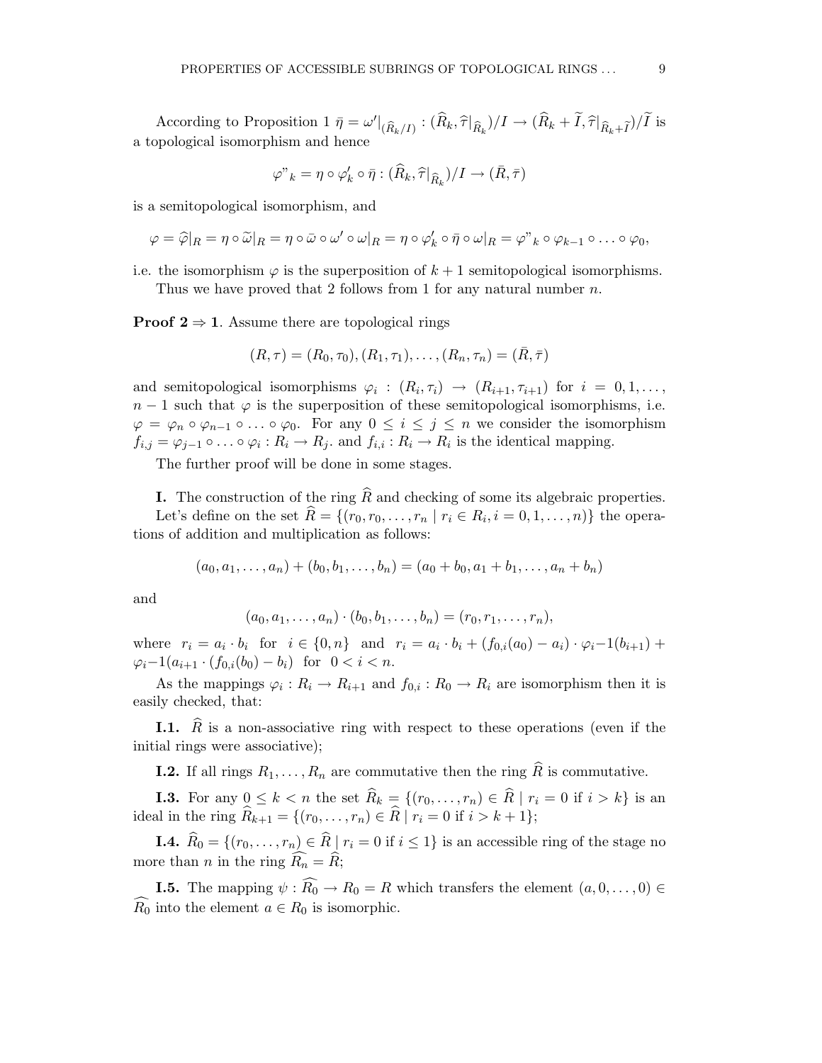According to Proposition 1 $\bar{\eta} = \omega'|_{(\widehat{R}_k/I)} : (\widehat{R}_k, \widehat{\tau}|_{\widehat{R}_k})/I \to (\widehat{R}_k + \widetilde{I}, \widehat{\tau}|_{\widehat{R}_k + \widetilde{I}})/\widetilde{I}$ is a topological isomorphism and hence

$$\varphi"_k = \eta \circ \varphi'_k \circ \bar{\eta} : (\widehat{R}_k, \widehat{\tau}|_{\widehat{R}_k})/I \to (\bar{R}, \bar{\tau})$$

is a semitopological isomorphism, and

$$\varphi = \widehat{\varphi}|_R = \eta \circ \widetilde{\omega}|_R = \eta \circ \bar{\omega} \circ \omega' \circ \omega|_R = \eta \circ \varphi'_k \circ \bar{\eta} \circ \omega|_R = \varphi"_k \circ \varphi_{k-1} \circ \ldots \circ \varphi_0,$$

i.e. the isomorphism $\varphi$ is the superposition of $k+1$ semitopological isomorphisms.

Thus we have proved that 2 follows from 1 for any natural number $n$.

**Proof 2 ⇒ 1**. Assume there are topological rings

$$(R, \tau) = (R_0, \tau_0), (R_1, \tau_1), \ldots, (R_n, \tau_n) = (\bar{R}, \bar{\tau})$$

and semitopological isomorphisms $\varphi_i : (R_i, \tau_i) \to (R_{i+1}, \tau_{i+1})$ for $i = 0, 1, \ldots, n-1$ such that $\varphi$ is the superposition of these semitopological isomorphisms, i.e. $\varphi = \varphi_n \circ \varphi_{n-1} \circ \ldots \circ \varphi_0$. For any $0 \le i \le j \le n$ we consider the isomorphism $f_{i,j} = \varphi_{j-1} \circ \ldots \circ \varphi_i : R_i \to R_j$. and $f_{i,i} : R_i \to R_i$ is the identical mapping.

The further proof will be done in some stages.

**I.** The construction of the ring $\widehat{R}$ and checking of some its algebraic properties.

Let's define on the set $\widehat{R} = \{(r_0, r_0, \ldots, r_n \mid r_i \in R_i, i = 0, 1, \ldots, n)\}$ the operations of addition and multiplication as follows:

$$(a_0, a_1, \ldots, a_n) + (b_0, b_1, \ldots, b_n) = (a_0 + b_0, a_1 + b_1, \ldots, a_n + b_n)$$

and

$$(a_0, a_1, \ldots, a_n) \cdot (b_0, b_1, \ldots, b_n) = (r_0, r_1, \ldots, r_n),$$

where $r_i = a_i \cdot b_i$ for $i \in \{0, n\}$ and $r_i = a_i \cdot b_i + (f_{0,i}(a_0) - a_i) \cdot \varphi_i{-}1(b_{i+1}) + \varphi_i{-}1(a_{i+1} \cdot (f_{0,i}(b_0) - b_i)$ for $0 < i < n$.

As the mappings $\varphi_i : R_i \to R_{i+1}$ and $f_{0,i} : R_0 \to R_i$ are isomorphism then it is easily checked, that:

**I.1.** $\widehat{R}$ is a non-associative ring with respect to these operations (even if the initial rings were associative);

**I.2.** If all rings $R_1, \ldots, R_n$ are commutative then the ring $\widehat{R}$ is commutative.

**I.3.** For any $0 \le k < n$ the set $\widehat{R}_k = \{(r_0, \ldots, r_n) \in \widehat{R} \mid r_i = 0 \text{ if } i > k\}$ is an ideal in the ring $\widehat{R}_{k+1} = \{(r_0, \ldots, r_n) \in \widehat{R} \mid r_i = 0 \text{ if } i > k+1\}$;

**I.4.** $\widehat{R}_0 = \{(r_0, \ldots, r_n) \in \widehat{R} \mid r_i = 0 \text{ if } i \le 1\}$ is an accessible ring of the stage no more than $n$ in the ring $\widehat{R_n} = \widehat{R}$;

**I.5.** The mapping $\psi : \widehat{R_0} \to R_0 = R$ which transfers the element $(a, 0, \ldots, 0) \in \widehat{R_0}$ into the element $a \in R_0$ is isomorphic.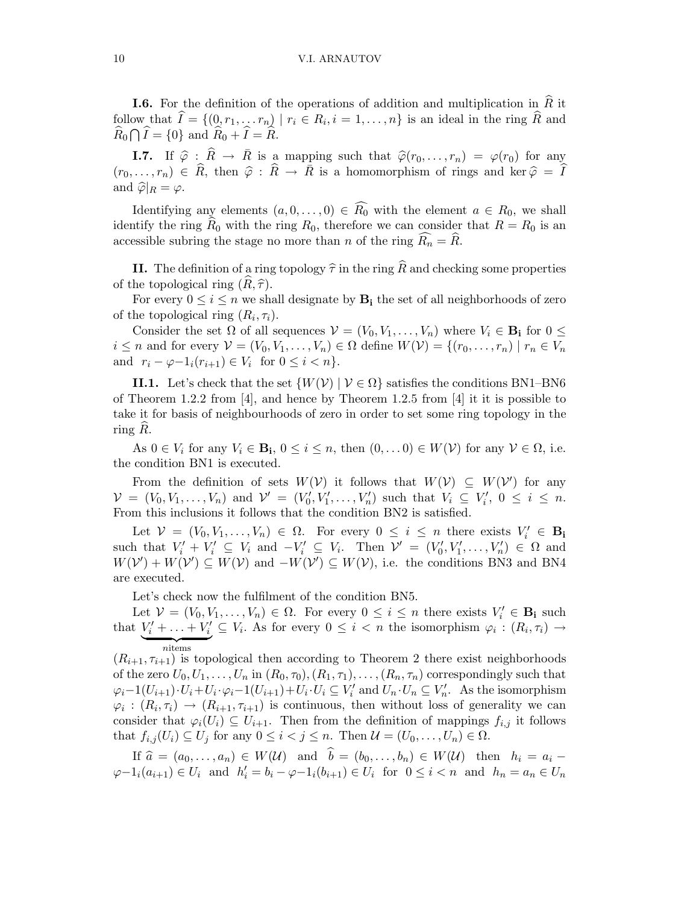**I.6.** For the definition of the operations of addition and multiplication in $\widehat{R}$ it follow that $\widehat{I} = \{(0, r_1, \ldots r_n) \mid r_i \in R_i, i = 1, \ldots, n\}$ is an ideal in the ring $\widehat{R}$ and $\widehat{R_0} \bigcap \widehat{I} = \{0\}$ and $\widehat{R_0} + \widehat{I} = \widehat{R}$.

**I.7.** If $\widehat{\varphi} : \widehat{R} \to \bar{R}$ is a mapping such that $\widehat{\varphi}(r_0, \ldots, r_n) = \varphi(r_0)$ for any $(r_0, \ldots, r_n) \in \widehat{R}$, then $\widehat{\varphi} : \widehat{R} \to \bar{R}$ is a homomorphism of rings and $\ker \widehat{\varphi} = \widehat{I}$ and $\widehat{\varphi}|_R = \varphi$.

Identifying any elements $(a, 0, \ldots, 0) \in \widehat{R_0}$ with the element $a \in R_0$, we shall identify the ring $\widehat{R}_0$ with the ring $R_0$, therefore we can consider that $R = R_0$ is an accessible subring the stage no more than $n$ of the ring $\widehat{R_n} = \widehat{R}$.

**II.** The definition of a ring topology $\widehat{\tau}$ in the ring $\widehat{R}$ and checking some properties of the topological ring $(\widehat{R}, \widehat{\tau})$.

For every $0 \leq i \leq n$ we shall designate by $\mathbf{B_i}$ the set of all neighborhoods of zero of the topological ring $(R_i, \tau_i)$.

Consider the set $\Omega$ of all sequences $\mathcal{V} = (V_0, V_1, \ldots, V_n)$ where $V_i \in \mathbf{B_i}$ for $0 \leq i \leq n$ and for every $\mathcal{V} = (V_0, V_1, \ldots, V_n) \in \Omega$ define $W(\mathcal{V}) = \{(r_0, \ldots, r_n) \mid r_n \in V_n$ and $r_i - \varphi{-}1_i(r_{i+1}) \in V_i$ for $0 \leq i < n\}$.

**II.1.** Let's check that the set $\{W(\mathcal{V}) \mid \mathcal{V} \in \Omega\}$ satisfies the conditions BN1–BN6 of Theorem 1.2.2 from [4], and hence by Theorem 1.2.5 from [4] it it is possible to take it for basis of neighbourhoods of zero in order to set some ring topology in the ring $\widehat{R}$.

As $0 \in V_i$ for any $V_i \in \mathbf{B_i}$, $0 \leq i \leq n$, then $(0, \ldots 0) \in W(\mathcal{V})$ for any $\mathcal{V} \in \Omega$, i.e. the condition BN1 is executed.

From the definition of sets $W(\mathcal{V})$ it follows that $W(\mathcal{V}) \subseteq W(\mathcal{V}')$ for any $\mathcal{V} = (V_0, V_1, \ldots, V_n)$ and $\mathcal{V}' = (V'_0, V'_1, \ldots, V'_n)$ such that $V_i \subseteq V'_i$, $0 \leq i \leq n$. From this inclusions it follows that the condition BN2 is satisfied.

Let $\mathcal{V} = (V_0, V_1, \ldots, V_n) \in \Omega$. For every $0 \leq i \leq n$ there exists $V'_i \in \mathbf{B_i}$ such that $V'_i + V'_i \subseteq V_i$ and $-V'_i \subseteq V_i$. Then $\mathcal{V}' = (V'_0, V'_1, \ldots, V'_n) \in \Omega$ and $W(\mathcal{V}') + W(\mathcal{V}') \subseteq W(\mathcal{V})$ and $-W(\mathcal{V}') \subseteq W(\mathcal{V})$, i.e. the conditions BN3 and BN4 are executed.

Let's check now the fulfilment of the condition BN5.

Let $\mathcal{V} = (V_0, V_1, \ldots, V_n) \in \Omega$. For every $0 \leq i \leq n$ there exists $V'_i \in \mathbf{B_i}$ such that $\underbrace{V'_i + \ldots + V'_i}_{n \text{items}} \subseteq V_i$. As for every $0 \leq i < n$ the isomorphism $\varphi_i : (R_i, \tau_i) \to (R_{i+1}, \tau_{i+1})$ is topological then according to Theorem 2 there exist neighborhoods of the zero $U_0, U_1, \ldots, U_n$ in $(R_0, \tau_0), (R_1, \tau_1), \ldots, (R_n, \tau_n)$ correspondingly such that $\varphi_i{-}1(U_{i+1}) \cdot U_i + U_i \cdot \varphi_i{-}1(U_{i+1}) + U_i \cdot U_i \subseteq V'_i$ and $U_n \cdot U_n \subseteq V'_n$. As the isomorphism $\varphi_i : (R_i, \tau_i) \to (R_{i+1}, \tau_{i+1})$ is continuous, then without loss of generality we can consider that $\varphi_i(U_i) \subseteq U_{i+1}$. Then from the definition of mappings $f_{i,j}$ it follows that $f_{i,j}(U_i) \subseteq U_j$ for any $0 \leq i < j \leq n$. Then $\mathcal{U} = (U_0, \ldots, U_n) \in \Omega$.

If $\widehat{a} = (a_0, \ldots, a_n) \in W(\mathcal{U})$ and $\widehat{b} = (b_0, \ldots, b_n) \in W(\mathcal{U})$ then $h_i = a_i - \varphi{-}1_i(a_{i+1}) \in U_i$ and $h'_i = b_i - \varphi{-}1_i(b_{i+1}) \in U_i$ for $0 \leq i < n$ and $h_n = a_n \in U_n$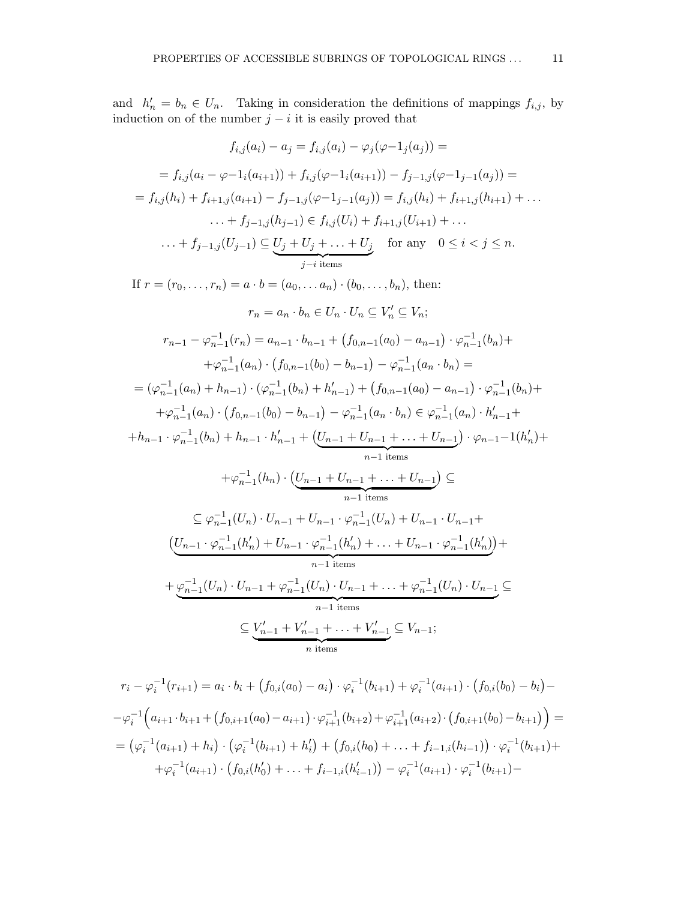and $h'_n = b_n \in U_n$. Taking in consideration the definitions of mappings $f_{i,j}$, by induction on of the number $j-i$ it is easily proved that

$$f_{i,j}(a_i) - a_j = f_{i,j}(a_i) - \varphi_j(\varphi{-}1_j(a_j)) =$$

$$= f_{i,j}(a_i - \varphi{-}1_i(a_{i+1})) + f_{i,j}(\varphi{-}1_i(a_{i+1})) - f_{j-1,j}(\varphi{-}1_{j-1}(a_j)) =$$

$$= f_{i,j}(h_i) + f_{i+1,j}(a_{i+1}) - f_{j-1,j}(\varphi{-}1_{j-1}(a_j)) = f_{i,j}(h_i) + f_{i+1,j}(h_{i+1}) + \ldots$$

$$\ldots + f_{j-1,j}(h_{j-1}) \in f_{i,j}(U_i) + f_{i+1,j}(U_{i+1}) + \ldots$$

$$\ldots + f_{j-1,j}(U_{j-1}) \subseteq \underbrace{U_j + U_j + \ldots + U_j}_{j-i \text{ items}} \quad \text{for any} \quad 0 \leq i < j \leq n.$$

If $r = (r_0, \ldots, r_n) = a \cdot b = (a_0, \ldots a_n) \cdot (b_0, \ldots, b_n)$, then:

$$r_n = a_n \cdot b_n \in U_n \cdot U_n \subseteq V'_n \subseteq V_n;$$

$$r_{n-1} - \varphi_{n-1}^{-1}(r_n) = a_{n-1} \cdot b_{n-1} + \big(f_{0,n-1}(a_0) - a_{n-1}\big) \cdot \varphi_{n-1}^{-1}(b_n) +$$

$$+ \varphi_{n-1}^{-1}(a_n) \cdot \big(f_{0,n-1}(b_0) - b_{n-1}\big) - \varphi_{n-1}^{-1}(a_n \cdot b_n) =$$

$$= (\varphi_{n-1}^{-1}(a_n) + h_{n-1}) \cdot (\varphi_{n-1}^{-1}(b_n) + h'_{n-1}) + \big(f_{0,n-1}(a_0) - a_{n-1}\big) \cdot \varphi_{n-1}^{-1}(b_n) +$$

$$+ \varphi_{n-1}^{-1}(a_n) \cdot \big(f_{0,n-1}(b_0) - b_{n-1}\big) - \varphi_{n-1}^{-1}(a_n \cdot b_n) \in \varphi_{n-1}^{-1}(a_n) \cdot h'_{n-1} +$$

$$+ h_{n-1} \cdot \varphi_{n-1}^{-1}(b_n) + h_{n-1} \cdot h'_{n-1} + \big(\underbrace{U_{n-1} + U_{n-1} + \ldots + U_{n-1}}_{n-1 \text{ items}}\big) \cdot \varphi_{n-1}{-}1(h'_n) +$$

$$+ \varphi_{n-1}^{-1}(h_n) \cdot \big(\underbrace{U_{n-1} + U_{n-1} + \ldots + U_{n-1}}_{n-1 \text{ items}}\big) \subseteq$$

$$\subseteq \varphi_{n-1}^{-1}(U_n) \cdot U_{n-1} + U_{n-1} \cdot \varphi_{n-1}^{-1}(U_n) + U_{n-1} \cdot U_{n-1} +$$

$$\underbrace{\big(U_{n-1} \cdot \varphi_{n-1}^{-1}(h'_n) + U_{n-1} \cdot \varphi_{n-1}^{-1}(h'_n) + \ldots + U_{n-1} \cdot \varphi_{n-1}^{-1}(h'_n)\big)}_{n-1 \text{ items}} +$$

$$+ \underbrace{\varphi_{n-1}^{-1}(U_n) \cdot U_{n-1} + \varphi_{n-1}^{-1}(U_n) \cdot U_{n-1} + \ldots + \varphi_{n-1}^{-1}(U_n) \cdot U_{n-1}}_{n-1 \text{ items}} \subseteq$$

$$\subseteq \underbrace{V'_{n-1} + V'_{n-1} + \ldots + V'_{n-1}}_{n \text{ items}} \subseteq V_{n-1};$$

$$r_i - \varphi_i^{-1}(r_{i+1}) = a_i \cdot b_i + \big(f_{0,i}(a_0) - a_i\big) \cdot \varphi_i^{-1}(b_{i+1}) + \varphi_i^{-1}(a_{i+1}) \cdot \big(f_{0,i}(b_0) - b_i\big) -$$

$$- \varphi_i^{-1}\Big(a_{i+1} \cdot b_{i+1} + \big(f_{0,i+1}(a_0) - a_{i+1}\big) \cdot \varphi_{i+1}^{-1}(b_{i+2}) + \varphi_{i+1}^{-1}(a_{i+2}) \cdot \big(f_{0,i+1}(b_0) - b_{i+1}\big)\Big) =$$

$$= \big(\varphi_i^{-1}(a_{i+1}) + h_i\big) \cdot \big(\varphi_i^{-1}(b_{i+1}) + h'_i\big) + \big(f_{0,i}(h_0) + \ldots + f_{i-1,i}(h_{i-1})\big) \cdot \varphi_i^{-1}(b_{i+1}) +$$

$$+ \varphi_i^{-1}(a_{i+1}) \cdot \big(f_{0,i}(h'_0) + \ldots + f_{i-1,i}(h'_{i-1})\big) - \varphi_i^{-1}(a_{i+1}) \cdot \varphi_i^{-1}(b_{i+1}) -$$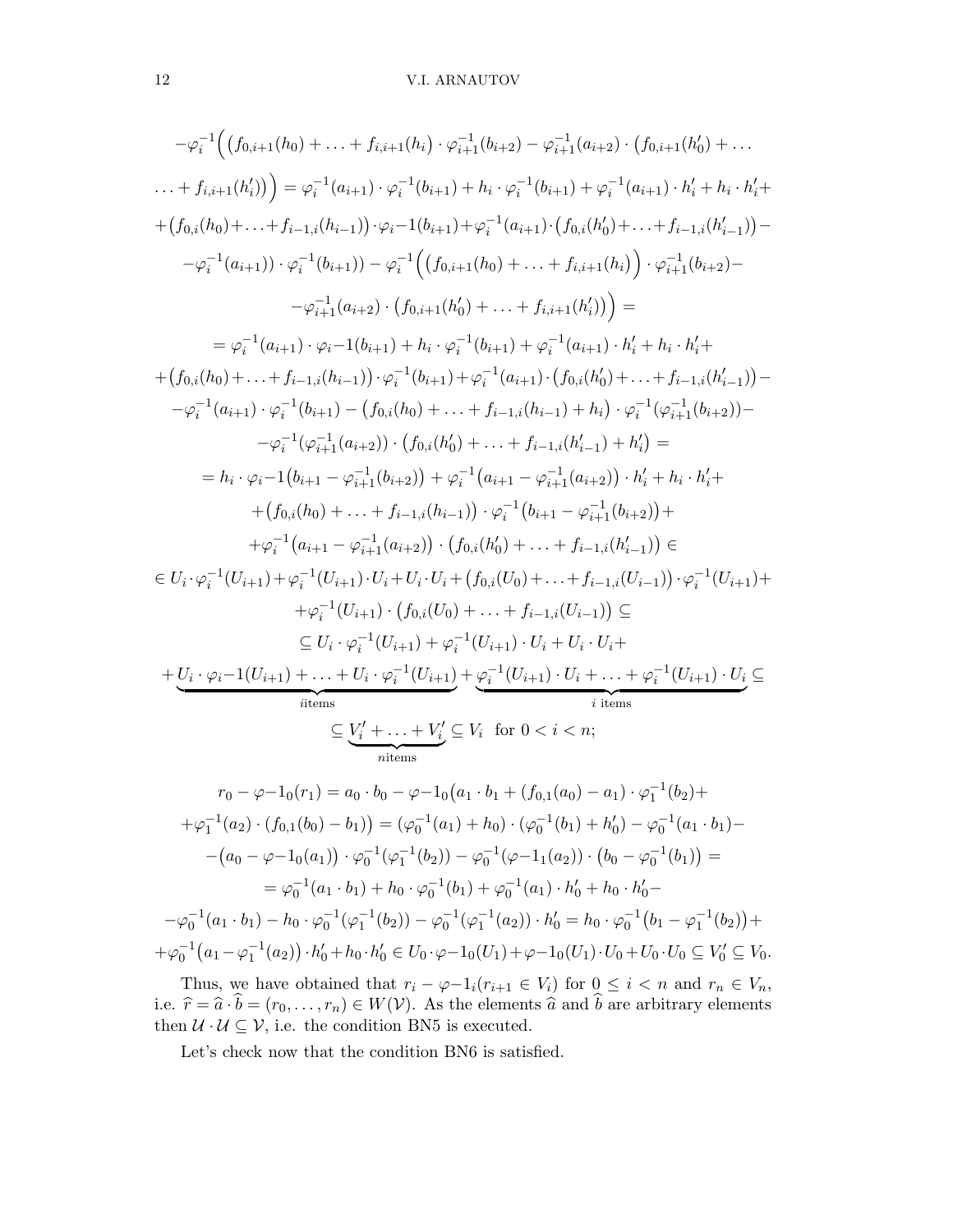$$-\varphi_i^{-1}\Big(\big(f_{0,i+1}(h_0)+\ldots+f_{i,i+1}(h_i)\cdot\varphi_{i+1}^{-1}(b_{i+2})-\varphi_{i+1}^{-1}(a_{i+2})\cdot\big(f_{0,i+1}(h'_0)+\ldots$$

$$\ldots+f_{i,i+1}(h'_i)\big)\Big)=\varphi_i^{-1}(a_{i+1})\cdot\varphi_i^{-1}(b_{i+1})+h_i\cdot\varphi_i^{-1}(b_{i+1})+\varphi_i^{-1}(a_{i+1})\cdot h'_i+h_i\cdot h'_i+$$

$$+\big(f_{0,i}(h_0)+\ldots+f_{i-1,i}(h_{i-1})\big)\cdot\varphi_i{-}1(b_{i+1})+\varphi_i^{-1}(a_{i+1})\cdot\big(f_{0,i}(h'_0)+\ldots+f_{i-1,i}(h'_{i-1})\big)-$$

$$-\varphi_i^{-1}(a_{i+1}))\cdot\varphi_i^{-1}(b_{i+1}))-\varphi_i^{-1}\Big(\Big(f_{0,i+1}(h_0)+\ldots+f_{i,i+1}(h_i)\Big)\cdot\varphi_{i+1}^{-1}(b_{i+2})-$$

$$-\varphi_{i+1}^{-1}(a_{i+2})\cdot\big(f_{0,i+1}(h'_0)+\ldots+f_{i,i+1}(h'_i)\big)\Big)=$$

$$=\varphi_i^{-1}(a_{i+1})\cdot\varphi_i{-}1(b_{i+1})+h_i\cdot\varphi_i^{-1}(b_{i+1})+\varphi_i^{-1}(a_{i+1})\cdot h'_i+h_i\cdot h'_i+$$

$$+\big(f_{0,i}(h_0)+\ldots+f_{i-1,i}(h_{i-1})\big)\cdot\varphi_i^{-1}(b_{i+1})+\varphi_i^{-1}(a_{i+1})\cdot\big(f_{0,i}(h'_0)+\ldots+f_{i-1,i}(h'_{i-1})\big)-$$

$$-\varphi_i^{-1}(a_{i+1})\cdot\varphi_i^{-1}(b_{i+1})-\big(f_{0,i}(h_0)+\ldots+f_{i-1,i}(h_{i-1})+h_i\big)\cdot\varphi_i^{-1}(\varphi_{i+1}^{-1}(b_{i+2}))-$$

$$-\varphi_i^{-1}(\varphi_{i+1}^{-1}(a_{i+2}))\cdot\big(f_{0,i}(h'_0)+\ldots+f_{i-1,i}(h'_{i-1})+h'_i\big)=$$

$$=h_i\cdot\varphi_i{-}1\big(b_{i+1}-\varphi_{i+1}^{-1}(b_{i+2})\big)+\varphi_i^{-1}\big(a_{i+1}-\varphi_{i+1}^{-1}(a_{i+2})\big)\cdot h'_i+h_i\cdot h'_i+$$

$$+\big(f_{0,i}(h_0)+\ldots+f_{i-1,i}(h_{i-1})\big)\cdot\varphi_i^{-1}\big(b_{i+1}-\varphi_{i+1}^{-1}(b_{i+2})\big)+$$

$$+\varphi_i^{-1}\big(a_{i+1}-\varphi_{i+1}^{-1}(a_{i+2})\big)\cdot\big(f_{0,i}(h'_0)+\ldots+f_{i-1,i}(h'_{i-1})\big)\in$$

$$\in U_i\cdot\varphi_i^{-1}(U_{i+1})+\varphi_i^{-1}(U_{i+1})\cdot U_i+U_i\cdot U_i+\big(f_{0,i}(U_0)+\ldots+f_{i-1,i}(U_{i-1})\big)\cdot\varphi_i^{-1}(U_{i+1})+$$

$$+\varphi_i^{-1}(U_{i+1})\cdot\big(f_{0,i}(U_0)+\ldots+f_{i-1,i}(U_{i-1})\big)\subseteq$$

$$\subseteq U_i\cdot\varphi_i^{-1}(U_{i+1})+\varphi_i^{-1}(U_{i+1})\cdot U_i+U_i\cdot U_i+$$

$$+\underbrace{U_i\cdot\varphi_i{-}1(U_{i+1})+\ldots+U_i\cdot\varphi_i^{-1}(U_{i+1})}_{i\text{items}}+\underbrace{\varphi_i^{-1}(U_{i+1})\cdot U_i+\ldots+\varphi_i^{-1}(U_{i+1})\cdot U_i}_{i\text{ items}}\subseteq$$

$$\subseteq\underbrace{V'_i+\ldots+V'_i}_{n\text{items}}\subseteq V_i\quad\text{for } 0<i<n;$$

$$r_0-\varphi{-}1_0(r_1)=a_0\cdot b_0-\varphi{-}1_0\big(a_1\cdot b_1+(f_{0,1}(a_0)-a_1)\cdot\varphi_1^{-1}(b_2)+$$

$$+\varphi_1^{-1}(a_2)\cdot(f_{0,1}(b_0)-b_1)\big)=(\varphi_0^{-1}(a_1)+h_0)\cdot(\varphi_0^{-1}(b_1)+h'_0)-\varphi_0^{-1}(a_1\cdot b_1)-$$

$$-\big(a_0-\varphi{-}1_0(a_1)\big)\cdot\varphi_0^{-1}(\varphi_1^{-1}(b_2))-\varphi_0^{-1}(\varphi{-}1_1(a_2))\cdot\big(b_0-\varphi_0^{-1}(b_1)\big)=$$

$$=\varphi_0^{-1}(a_1\cdot b_1)+h_0\cdot\varphi_0^{-1}(b_1)+\varphi_0^{-1}(a_1)\cdot h'_0+h_0\cdot h'_0-$$

$$-\varphi_0^{-1}(a_1\cdot b_1)-h_0\cdot\varphi_0^{-1}(\varphi_1^{-1}(b_2))-\varphi_0^{-1}(\varphi_1^{-1}(a_2))\cdot h'_0=h_0\cdot\varphi_0^{-1}\big(b_1-\varphi_1^{-1}(b_2)\big)+$$

$$+\varphi_0^{-1}\big(a_1-\varphi_1^{-1}(a_2)\big)\cdot h'_0+h_0\cdot h'_0\in U_0\cdot\varphi{-}1_0(U_1)+\varphi{-}1_0(U_1)\cdot U_0+U_0\cdot U_0\subseteq V'_0\subseteq V_0.$$

Thus, we have obtained that $r_i-\varphi{-}1_i(r_{i+1}\in V_i)$ for $0\le i<n$ and $r_n\in V_n$, i.e. $\widehat{r}=\widehat{a}\cdot\widehat{b}=(r_0,\ldots,r_n)\in W(\mathcal{V})$. As the elements $\widehat{a}$ and $\widehat{b}$ are arbitrary elements then $\mathcal{U}\cdot\mathcal{U}\subseteq\mathcal{V}$, i.e. the condition BN5 is executed.

Let's check now that the condition BN6 is satisfied.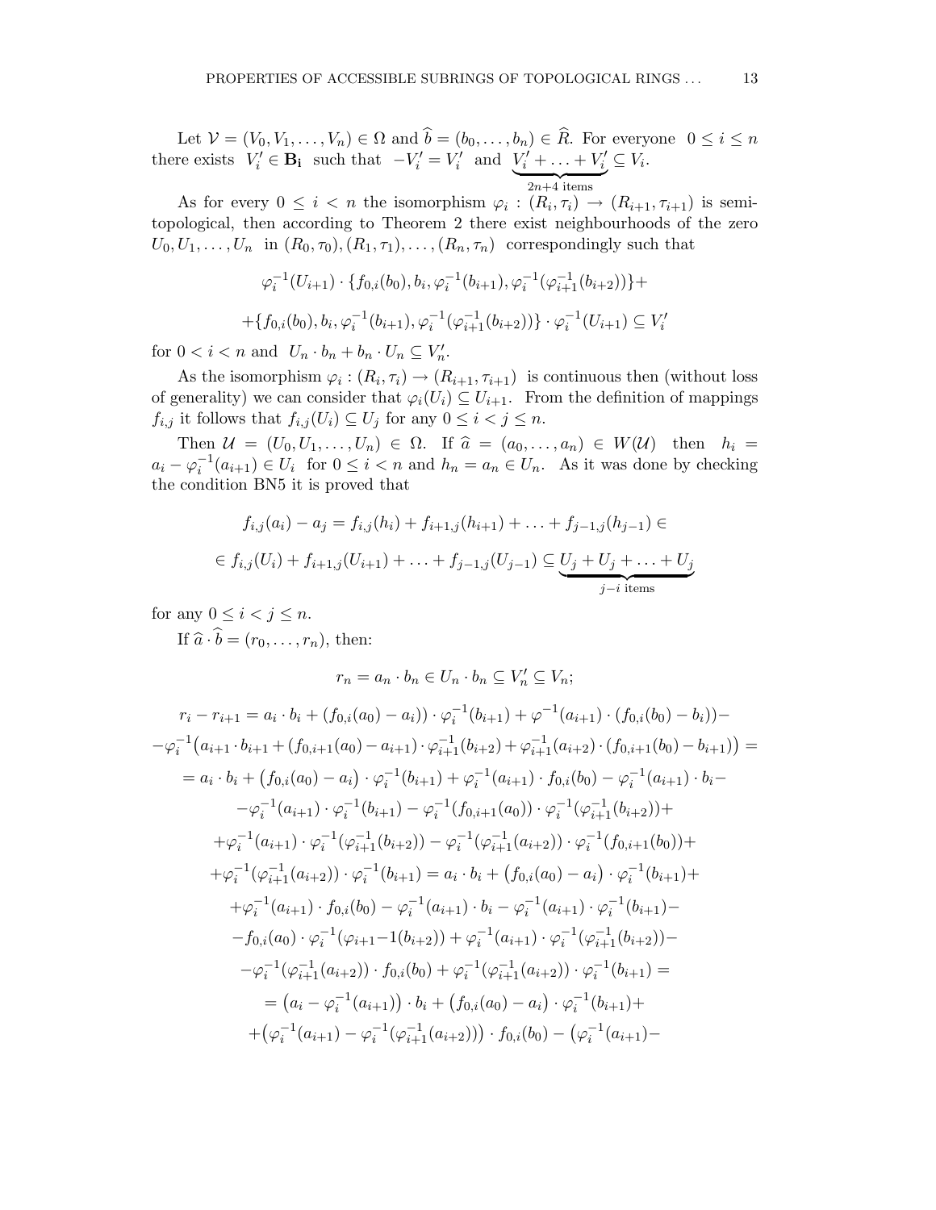Let $\mathcal{V} = (V_0, V_1, \ldots, V_n) \in \Omega$ and $\widehat{b} = (b_0, \ldots, b_n) \in \widehat{R}$. For everyone $0 \leq i \leq n$ there exists $V_i' \in \mathbf{B_i}$ such that $-V_i' = V_i'$ and $\underbrace{V_i' + \ldots + V_i'}_{2n+4 \text{ items}} \subseteq V_i$.

As for every $0 \leq i < n$ the isomorphism $\varphi_i : (R_i, \tau_i) \to (R_{i+1}, \tau_{i+1})$ is semi-topological, then according to Theorem 2 there exist neighbourhoods of the zero $U_0, U_1, \ldots, U_n$ in $(R_0, \tau_0), (R_1, \tau_1), \ldots, (R_n, \tau_n)$ correspondingly such that

$$\varphi_i^{-1}(U_{i+1}) \cdot \{f_{0,i}(b_0), b_i, \varphi_i^{-1}(b_{i+1}), \varphi_i^{-1}(\varphi_{i+1}^{-1}(b_{i+2}))\} +$$

$$+ \{f_{0,i}(b_0), b_i, \varphi_i^{-1}(b_{i+1}), \varphi_i^{-1}(\varphi_{i+1}^{-1}(b_{i+2}))\} \cdot \varphi_i^{-1}(U_{i+1}) \subseteq V_i'$$

for $0 < i < n$ and $U_n \cdot b_n + b_n \cdot U_n \subseteq V_n'$.

As the isomorphism $\varphi_i : (R_i, \tau_i) \to (R_{i+1}, \tau_{i+1})$ is continuous then (without loss of generality) we can consider that $\varphi_i(U_i) \subseteq U_{i+1}$. From the definition of mappings $f_{i,j}$ it follows that $f_{i,j}(U_i) \subseteq U_j$ for any $0 \leq i < j \leq n$.

Then $\mathcal{U} = (U_0, U_1, \ldots, U_n) \in \Omega$. If $\widehat{a} = (a_0, \ldots, a_n) \in W(\mathcal{U})$ then $h_i = a_i - \varphi_i^{-1}(a_{i+1}) \in U_i$ for $0 \leq i < n$ and $h_n = a_n \in U_n$. As it was done by checking the condition BN5 it is proved that

$$f_{i,j}(a_i) - a_j = f_{i,j}(h_i) + f_{i+1,j}(h_{i+1}) + \ldots + f_{j-1,j}(h_{j-1}) \in$$

$$\in f_{i,j}(U_i) + f_{i+1,j}(U_{i+1}) + \ldots + f_{j-1,j}(U_{j-1}) \subseteq \underbrace{U_j + U_j + \ldots + U_j}_{j-i \text{ items}}$$

for any $0 \leq i < j \leq n$.

If $\widehat{a} \cdot \widehat{b} = (r_0, \ldots, r_n)$, then:

$$r_n = a_n \cdot b_n \in U_n \cdot b_n \subseteq V_n' \subseteq V_n;$$

$$r_i - r_{i+1} = a_i \cdot b_i + (f_{0,i}(a_0) - a_i)) \cdot \varphi_i^{-1}(b_{i+1}) + \varphi^{-1}(a_{i+1}) \cdot (f_{0,i}(b_0) - b_i)) -$$
$$-\varphi_i^{-1}\big(a_{i+1} \cdot b_{i+1} + (f_{0,i+1}(a_0) - a_{i+1}) \cdot \varphi_{i+1}^{-1}(b_{i+2}) + \varphi_{i+1}^{-1}(a_{i+2}) \cdot (f_{0,i+1}(b_0) - b_{i+1})\big) =$$
$$= a_i \cdot b_i + \big(f_{0,i}(a_0) - a_i\big) \cdot \varphi_i^{-1}(b_{i+1}) + \varphi_i^{-1}(a_{i+1}) \cdot f_{0,i}(b_0) - \varphi_i^{-1}(a_{i+1}) \cdot b_i -$$
$$-\varphi_i^{-1}(a_{i+1}) \cdot \varphi_i^{-1}(b_{i+1}) - \varphi_i^{-1}(f_{0,i+1}(a_0)) \cdot \varphi_i^{-1}(\varphi_{i+1}^{-1}(b_{i+2})) +$$
$$+\varphi_i^{-1}(a_{i+1}) \cdot \varphi_i^{-1}(\varphi_{i+1}^{-1}(b_{i+2})) - \varphi_i^{-1}(\varphi_{i+1}^{-1}(a_{i+2})) \cdot \varphi_i^{-1}(f_{0,i+1}(b_0)) +$$
$$+\varphi_i^{-1}(\varphi_{i+1}^{-1}(a_{i+2})) \cdot \varphi_i^{-1}(b_{i+1}) = a_i \cdot b_i + \big(f_{0,i}(a_0) - a_i\big) \cdot \varphi_i^{-1}(b_{i+1}) +$$
$$+\varphi_i^{-1}(a_{i+1}) \cdot f_{0,i}(b_0) - \varphi_i^{-1}(a_{i+1}) \cdot b_i - \varphi_i^{-1}(a_{i+1}) \cdot \varphi_i^{-1}(b_{i+1}) -$$
$$-f_{0,i}(a_0) \cdot \varphi_i^{-1}(\varphi_{i+1} - 1(b_{i+2})) + \varphi_i^{-1}(a_{i+1}) \cdot \varphi_i^{-1}(\varphi_{i+1}^{-1}(b_{i+2})) -$$
$$-\varphi_i^{-1}(\varphi_{i+1}^{-1}(a_{i+2})) \cdot f_{0,i}(b_0) + \varphi_i^{-1}(\varphi_{i+1}^{-1}(a_{i+2})) \cdot \varphi_i^{-1}(b_{i+1}) =$$
$$= \big(a_i - \varphi_i^{-1}(a_{i+1})\big) \cdot b_i + \big(f_{0,i}(a_0) - a_i\big) \cdot \varphi_i^{-1}(b_{i+1}) +$$
$$+\big(\varphi_i^{-1}(a_{i+1}) - \varphi_i^{-1}(\varphi_{i+1}^{-1}(a_{i+2}))\big) \cdot f_{0,i}(b_0) - \big(\varphi_i^{-1}(a_{i+1}) -$$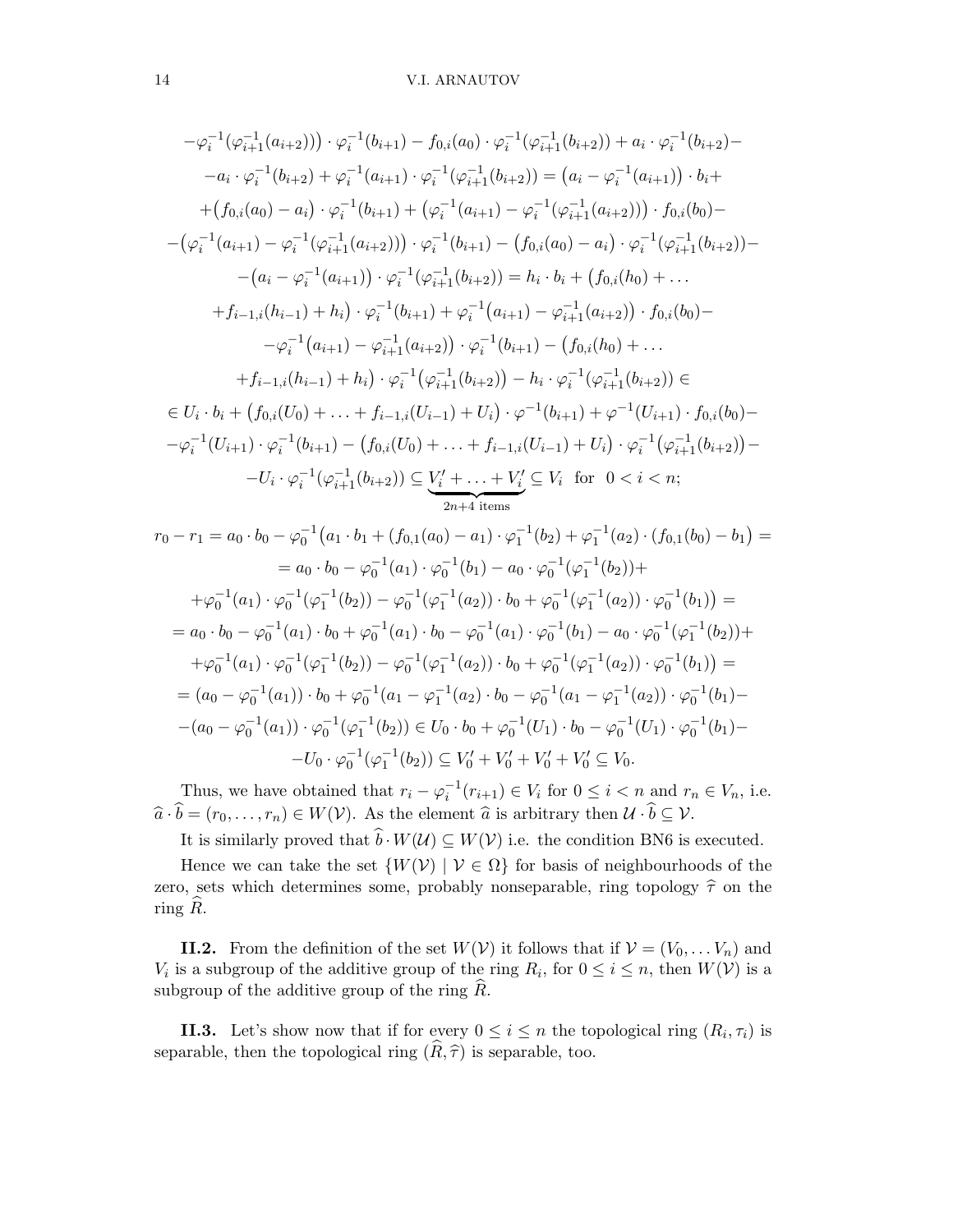$$
\begin{aligned}
&-\varphi_i^{-1}(\varphi_{i+1}^{-1}(a_{i+2}))\big) \cdot \varphi_i^{-1}(b_{i+1}) - f_{0,i}(a_0) \cdot \varphi_i^{-1}(\varphi_{i+1}^{-1}(b_{i+2})) + a_i \cdot \varphi_i^{-1}(b_{i+2}) - \\
&-a_i \cdot \varphi_i^{-1}(b_{i+2}) + \varphi_i^{-1}(a_{i+1}) \cdot \varphi_i^{-1}(\varphi_{i+1}^{-1}(b_{i+2})) = \big(a_i - \varphi_i^{-1}(a_{i+1})\big) \cdot b_i + \\
&+\big(f_{0,i}(a_0) - a_i\big) \cdot \varphi_i^{-1}(b_{i+1}) + \big(\varphi_i^{-1}(a_{i+1}) - \varphi_i^{-1}(\varphi_{i+1}^{-1}(a_{i+2}))\big) \cdot f_{0,i}(b_0) - \\
&-\big(\varphi_i^{-1}(a_{i+1}) - \varphi_i^{-1}(\varphi_{i+1}^{-1}(a_{i+2}))\big) \cdot \varphi_i^{-1}(b_{i+1}) - \big(f_{0,i}(a_0) - a_i\big) \cdot \varphi_i^{-1}(\varphi_{i+1}^{-1}(b_{i+2})) - \\
&-\big(a_i - \varphi_i^{-1}(a_{i+1})\big) \cdot \varphi_i^{-1}(\varphi_{i+1}^{-1}(b_{i+2})) = h_i \cdot b_i + \big(f_{0,i}(h_0) + \ldots \\
&+f_{i-1,i}(h_{i-1}) + h_i\big) \cdot \varphi_i^{-1}(b_{i+1}) + \varphi_i^{-1}\big(a_{i+1}) - \varphi_{i+1}^{-1}(a_{i+2})\big) \cdot f_{0,i}(b_0) - \\
&-\varphi_i^{-1}\big(a_{i+1}) - \varphi_{i+1}^{-1}(a_{i+2})\big) \cdot \varphi_i^{-1}(b_{i+1}) - \big(f_{0,i}(h_0) + \ldots \\
&+f_{i-1,i}(h_{i-1}) + h_i\big) \cdot \varphi_i^{-1}\big(\varphi_{i+1}^{-1}(b_{i+2})\big) - h_i \cdot \varphi_i^{-1}(\varphi_{i+1}^{-1}(b_{i+2})) \in \\
&\in U_i \cdot b_i + \big(f_{0,i}(U_0) + \ldots + f_{i-1,i}(U_{i-1}) + U_i\big) \cdot \varphi^{-1}(b_{i+1}) + \varphi^{-1}(U_{i+1}) \cdot f_{0,i}(b_0) - \\
&-\varphi_i^{-1}(U_{i+1}) \cdot \varphi_i^{-1}(b_{i+1}) - \big(f_{0,i}(U_0) + \ldots + f_{i-1,i}(U_{i-1}) + U_i\big) \cdot \varphi_i^{-1}\big(\varphi_{i+1}^{-1}(b_{i+2})\big) - \\
&-U_i \cdot \varphi_i^{-1}(\varphi_{i+1}^{-1}(b_{i+2})) \subseteq \underbrace{V_i' + \ldots + V_i'}_{2n+4 \text{ items}} \subseteq V_i \quad \text{for} \quad 0 < i < n;
\end{aligned}
$$

$$
\begin{aligned}
r_0 - r_1 &= a_0 \cdot b_0 - \varphi_0^{-1}\big(a_1 \cdot b_1 + (f_{0,1}(a_0) - a_1) \cdot \varphi_1^{-1}(b_2) + \varphi_1^{-1}(a_2) \cdot (f_{0,1}(b_0) - b_1\big) = \\
&= a_0 \cdot b_0 - \varphi_0^{-1}(a_1) \cdot \varphi_0^{-1}(b_1) - a_0 \cdot \varphi_0^{-1}(\varphi_1^{-1}(b_2)) + \\
&+\varphi_0^{-1}(a_1) \cdot \varphi_0^{-1}(\varphi_1^{-1}(b_2)) - \varphi_0^{-1}(\varphi_1^{-1}(a_2)) \cdot b_0 + \varphi_0^{-1}(\varphi_1^{-1}(a_2)) \cdot \varphi_0^{-1}(b_1)\big) = \\
&= a_0 \cdot b_0 - \varphi_0^{-1}(a_1) \cdot b_0 + \varphi_0^{-1}(a_1) \cdot b_0 - \varphi_0^{-1}(a_1) \cdot \varphi_0^{-1}(b_1) - a_0 \cdot \varphi_0^{-1}(\varphi_1^{-1}(b_2)) + \\
&+\varphi_0^{-1}(a_1) \cdot \varphi_0^{-1}(\varphi_1^{-1}(b_2)) - \varphi_0^{-1}(\varphi_1^{-1}(a_2)) \cdot b_0 + \varphi_0^{-1}(\varphi_1^{-1}(a_2)) \cdot \varphi_0^{-1}(b_1)\big) = \\
&= (a_0 - \varphi_0^{-1}(a_1)) \cdot b_0 + \varphi_0^{-1}(a_1 - \varphi_1^{-1}(a_2) \cdot b_0 - \varphi_0^{-1}(a_1 - \varphi_1^{-1}(a_2)) \cdot \varphi_0^{-1}(b_1) - \\
&-(a_0 - \varphi_0^{-1}(a_1)) \cdot \varphi_0^{-1}(\varphi_1^{-1}(b_2)) \in U_0 \cdot b_0 + \varphi_0^{-1}(U_1) \cdot b_0 - \varphi_0^{-1}(U_1) \cdot \varphi_0^{-1}(b_1) - \\
&-U_0 \cdot \varphi_0^{-1}(\varphi_1^{-1}(b_2)) \subseteq V_0' + V_0' + V_0' + V_0' \subseteq V_0.
\end{aligned}
$$

Thus, we have obtained that $r_i - \varphi_i^{-1}(r_{i+1}) \in V_i$ for $0 \leq i < n$ and $r_n \in V_n$, i.e. $\widehat{a} \cdot \widehat{b} = (r_0, \ldots, r_n) \in W(\mathcal{V})$. As the element $\widehat{a}$ is arbitrary then $\mathcal{U} \cdot \widehat{b} \subseteq \mathcal{V}$.

It is similarly proved that $\widehat{b} \cdot W(\mathcal{U}) \subseteq W(\mathcal{V})$ i.e. the condition BN6 is executed.

Hence we can take the set $\{W(\mathcal{V}) \mid \mathcal{V} \in \Omega\}$ for basis of neighbourhoods of the zero, sets which determines some, probably nonseparable, ring topology $\widehat{\tau}$ on the ring $\widehat{R}$.

**II.2.** From the definition of the set $W(\mathcal{V})$ it follows that if $\mathcal{V} = (V_0, \ldots V_n)$ and $V_i$ is a subgroup of the additive group of the ring $R_i$, for $0 \leq i \leq n$, then $W(\mathcal{V})$ is a subgroup of the additive group of the ring $\widehat{R}$.

**II.3.** Let's show now that if for every $0 \leq i \leq n$ the topological ring $(R_i, \tau_i)$ is separable, then the topological ring $(\widehat{R}, \widehat{\tau})$ is separable, too.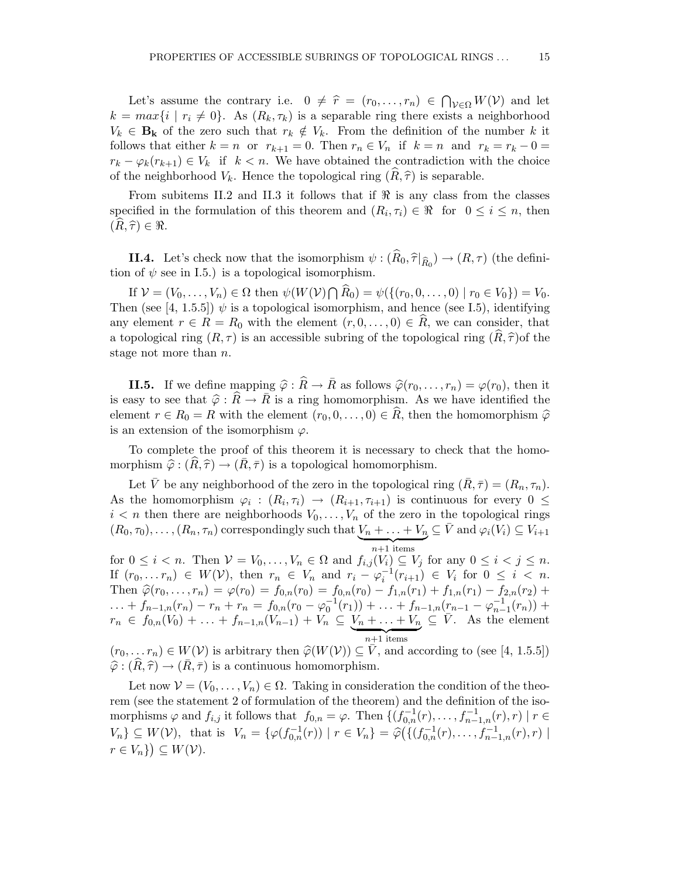Let's assume the contrary i.e. $0 \neq \widehat{r} = (r_0, \dots, r_n) \in \bigcap_{\mathcal{V} \in \Omega} W(\mathcal{V})$ and let $k = max\{i \mid r_i \neq 0\}$. As $(R_k, \tau_k)$ is a separable ring there exists a neighborhood $V_k \in \mathbf{B_k}$ of the zero such that $r_k \notin V_k$. From the definition of the number $k$ it follows that either $k = n$ or $r_{k+1} = 0$. Then $r_n \in V_n$ if $k = n$ and $r_k = r_k - 0 = r_k - \varphi_k(r_{k+1}) \in V_k$ if $k < n$. We have obtained the contradiction with the choice of the neighborhood $V_k$. Hence the topological ring $(\widehat{R}, \widehat{\tau})$ is separable.

From subitems II.2 and II.3 it follows that if $\Re$ is any class from the classes specified in the formulation of this theorem and $(R_i, \tau_i) \in \Re$ for $0 \leq i \leq n$, then $(\widehat{R}, \widehat{\tau}) \in \Re$.

**II.4.** Let's check now that the isomorphism $\psi : (\widehat{R}_0, \widehat{\tau}|_{\widehat{R}_0}) \to (R, \tau)$ (the definition of $\psi$ see in I.5.) is a topological isomorphism.

If $\mathcal{V} = (V_0, \dots, V_n) \in \Omega$ then $\psi(W(\mathcal{V}) \bigcap \widehat{R}_0) = \psi(\{(r_0, 0, \dots, 0) \mid r_0 \in V_0\}) = V_0$. Then (see [4, 1.5.5]) $\psi$ is a topological isomorphism, and hence (see I.5), identifying any element $r \in R = R_0$ with the element $(r, 0, \dots, 0) \in \widehat{R}$, we can consider, that a topological ring $(R, \tau)$ is an accessible subring of the topological ring $(\widehat{R}, \widehat{\tau})$of the stage not more than $n$.

**II.5.** If we define mapping $\widehat{\varphi} : \widehat{R} \to \bar{R}$ as follows $\widehat{\varphi}(r_0, \dots, r_n) = \varphi(r_0)$, then it is easy to see that $\widehat{\varphi} : \widehat{R} \to \bar{R}$ is a ring homomorphism. As we have identified the element $r \in R_0 = R$ with the element $(r_0, 0, \dots, 0) \in \widehat{R}$, then the homomorphism $\widehat{\varphi}$ is an extension of the isomorphism $\varphi$.

To complete the proof of this theorem it is necessary to check that the homomorphism $\widehat{\varphi} : (\widehat{R}, \widehat{\tau}) \to (\bar{R}, \bar{\tau})$ is a topological homomorphism.

Let $\bar{V}$ be any neighborhood of the zero in the topological ring $(\bar{R}, \bar{\tau}) = (R_n, \tau_n)$. As the homomorphism $\varphi_i : (R_i, \tau_i) \to (R_{i+1}, \tau_{i+1})$ is continuous for every $0 \leq i < n$ then there are neighborhoods $V_0, \dots, V_n$ of the zero in the topological rings $(R_0, \tau_0), \dots, (R_n, \tau_n)$ correspondingly such that $\underbrace{V_n + \ldots + V_n}_{n+1 \text{ items}} \subseteq \bar{V}$ and $\varphi_i(V_i) \subseteq V_{i+1}$ for $0 \leq i < n$. Then $\mathcal{V} = V_0, \dots, V_n \in \Omega$ and $f_{i,j}(V_i) \subseteq V_j$ for any $0 \leq i < j \leq n$. If $(r_0, \dots r_n) \in W(\mathcal{V})$, then $r_n \in V_n$ and $r_i - \varphi_i^{-1}(r_{i+1}) \in V_i$ for $0 \leq i < n$. Then $\widehat{\varphi}(r_0, \dots, r_n) = \varphi(r_0) = f_{0,n}(r_0) = f_{0,n}(r_0) - f_{1,n}(r_1) + f_{1,n}(r_1) - f_{2,n}(r_2) + \ldots + f_{n-1,n}(r_n) - r_n + r_n = f_{0,n}(r_0 - \varphi_0^{-1}(r_1)) + \ldots + f_{n-1,n}(r_{n-1} - \varphi_{n-1}^{-1}(r_n)) + r_n \in f_{0,n}(V_0) + \ldots + f_{n-1,n}(V_{n-1}) + V_n \subseteq \underbrace{V_n + \ldots + V_n}_{n+1 \text{ items}} \subseteq \bar{V}$. As the element $(r_0, \dots r_n) \in W(\mathcal{V})$ is arbitrary then $\widehat{\varphi}(W(\mathcal{V})) \subseteq \bar{V}$, and according to (see [4, 1.5.5]) $\widehat{\varphi} : (\widehat{R}, \widehat{\tau}) \to (\bar{R}, \bar{\tau})$ is a continuous homomorphism.

Let now $\mathcal{V} = (V_0, \dots, V_n) \in \Omega$. Taking in consideration the condition of the theorem (see the statement 2 of formulation of the theorem) and the definition of the isomorphisms $\varphi$ and $f_{i,j}$ it follows that $f_{0,n} = \varphi$. Then $\{(f_{0,n}^{-1}(r), \dots, f_{n-1,n}^{-1}(r), r) \mid r \in V_n\} \subseteq W(\mathcal{V})$, that is $V_n = \{\varphi(f_{0,n}^{-1}(r)) \mid r \in V_n\} = \widehat{\varphi}\big(\{(f_{0,n}^{-1}(r), \dots, f_{n-1,n}^{-1}(r), r) \mid r \in V_n\}\big) \subseteq W(\mathcal{V})$.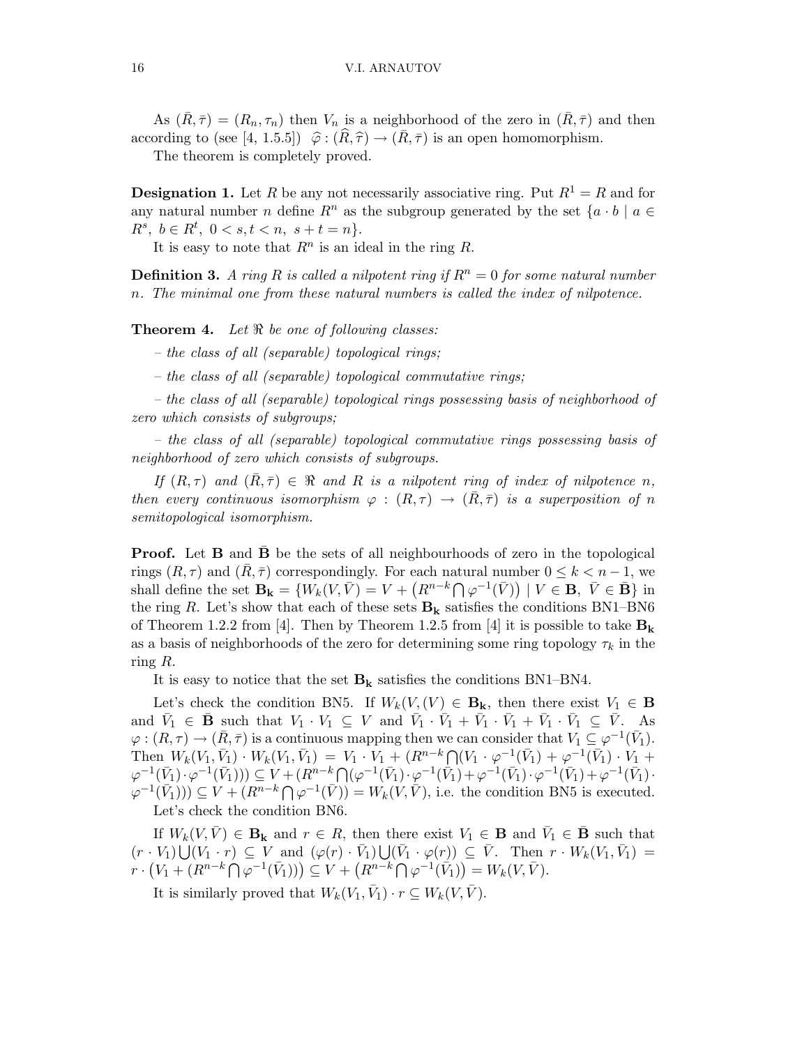As $(\bar{R},\bar{\tau}) = (R_n,\tau_n)$ then $V_n$ is a neighborhood of the zero in $(\bar{R},\bar{\tau})$ and then according to (see [4, 1.5.5]) $\widehat{\varphi} : (\widehat{R},\widehat{\tau}) \to (\bar{R},\bar{\tau})$ is an open homomorphism.

The theorem is completely proved.

**Designation 1.** Let $R$ be any not necessarily associative ring. Put $R^1 = R$ and for any natural number $n$ define $R^n$ as the subgroup generated by the set $\{a \cdot b \mid a \in R^s,\ b \in R^t,\ 0 < s,t < n,\ s+t = n\}$.

It is easy to note that $R^n$ is an ideal in the ring $R$.

**Definition 3.** *A ring $R$ is called a nilpotent ring if $R^n = 0$ for some natural number $n$. The minimal one from these natural numbers is called the index of nilpotence.*

**Theorem 4.** *Let $\Re$ be one of following classes:*

*– the class of all (separable) topological rings;*

*– the class of all (separable) topological commutative rings;*

*– the class of all (separable) topological rings possessing basis of neighborhood of zero which consists of subgroups;*

*– the class of all (separable) topological commutative rings possessing basis of neighborhood of zero which consists of subgroups.*

*If $(R,\tau)$ and $(\bar{R},\bar{\tau}) \in \Re$ and $R$ is a nilpotent ring of index of nilpotence $n$, then every continuous isomorphism $\varphi : (R,\tau) \to (\bar{R},\bar{\tau})$ is a superposition of $n$ semitopological isomorphism.*

**Proof.** Let $\mathbf{B}$ and $\bar{\mathbf{B}}$ be the sets of all neighbourhoods of zero in the topological rings $(R,\tau)$ and $(\bar{R},\bar{\tau})$ correspondingly. For each natural number $0 \le k < n-1$, we shall define the set $\mathbf{B_k} = \{W_k(V,\bar{V}) = V + \big(R^{n-k} \bigcap \varphi^{-1}(\bar{V})\big) \mid V \in \mathbf{B},\ \bar{V} \in \bar{\mathbf{B}}\}$ in the ring $R$. Let's show that each of these sets $\mathbf{B_k}$ satisfies the conditions BN1–BN6 of Theorem 1.2.2 from [4]. Then by Theorem 1.2.5 from [4] it is possible to take $\mathbf{B_k}$ as a basis of neighborhoods of the zero for determining some ring topology $\tau_k$ in the ring $R$.

It is easy to notice that the set $\mathbf{B_k}$ satisfies the conditions BN1–BN4.

Let's check the condition BN5. If $W_k(V,(V) \in \mathbf{B_k}$, then there exist $V_1 \in \mathbf{B}$ and $\bar{V}_1 \in \bar{\mathbf{B}}$ such that $V_1 \cdot V_1 \subseteq V$ and $\bar{V}_1 \cdot \bar{V}_1 + \bar{V}_1 \cdot \bar{V}_1 + \bar{V}_1 \cdot \bar{V}_1 \subseteq \bar{V}$. As $\varphi : (R,\tau) \to (\bar{R},\bar{\tau})$ is a continuous mapping then we can consider that $V_1 \subseteq \varphi^{-1}(\bar{V}_1)$. Then $W_k(V_1,\bar{V}_1) \cdot W_k(V_1,\bar{V}_1) = V_1 \cdot V_1 + (R^{n-k} \bigcap (V_1 \cdot \varphi^{-1}(\bar{V}_1) + \varphi^{-1}(\bar{V}_1) \cdot V_1 + \varphi^{-1}(\bar{V}_1) \cdot \varphi^{-1}(\bar{V}_1))) \subseteq V + (R^{n-k} \bigcap (\varphi^{-1}(\bar{V}_1) \cdot \varphi^{-1}(\bar{V}_1) + \varphi^{-1}(\bar{V}_1) \cdot \varphi^{-1}(\bar{V}_1) + \varphi^{-1}(\bar{V}_1) \cdot \varphi^{-1}(\bar{V}_1))) \subseteq V + (R^{n-k} \bigcap \varphi^{-1}(\bar{V})) = W_k(V,\bar{V})$, i.e. the condition BN5 is executed.

Let's check the condition BN6.

If $W_k(V,\bar{V}) \in \mathbf{B_k}$ and $r \in R$, then there exist $V_1 \in \mathbf{B}$ and $\bar{V}_1 \in \bar{\mathbf{B}}$ such that $(r \cdot V_1) \bigcup (V_1 \cdot r) \subseteq V$ and $(\varphi(r) \cdot \bar{V}_1) \bigcup (\bar{V}_1 \cdot \varphi(r)) \subseteq \bar{V}$. Then $r \cdot W_k(V_1,\bar{V}_1) = r \cdot \big(V_1 + (R^{n-k} \bigcap \varphi^{-1}(\bar{V}_1))\big) \subseteq V + \big(R^{n-k} \bigcap \varphi^{-1}(\bar{V}_1)\big) = W_k(V,\bar{V})$.

It is similarly proved that $W_k(V_1,\bar{V}_1) \cdot r \subseteq W_k(V,\bar{V})$.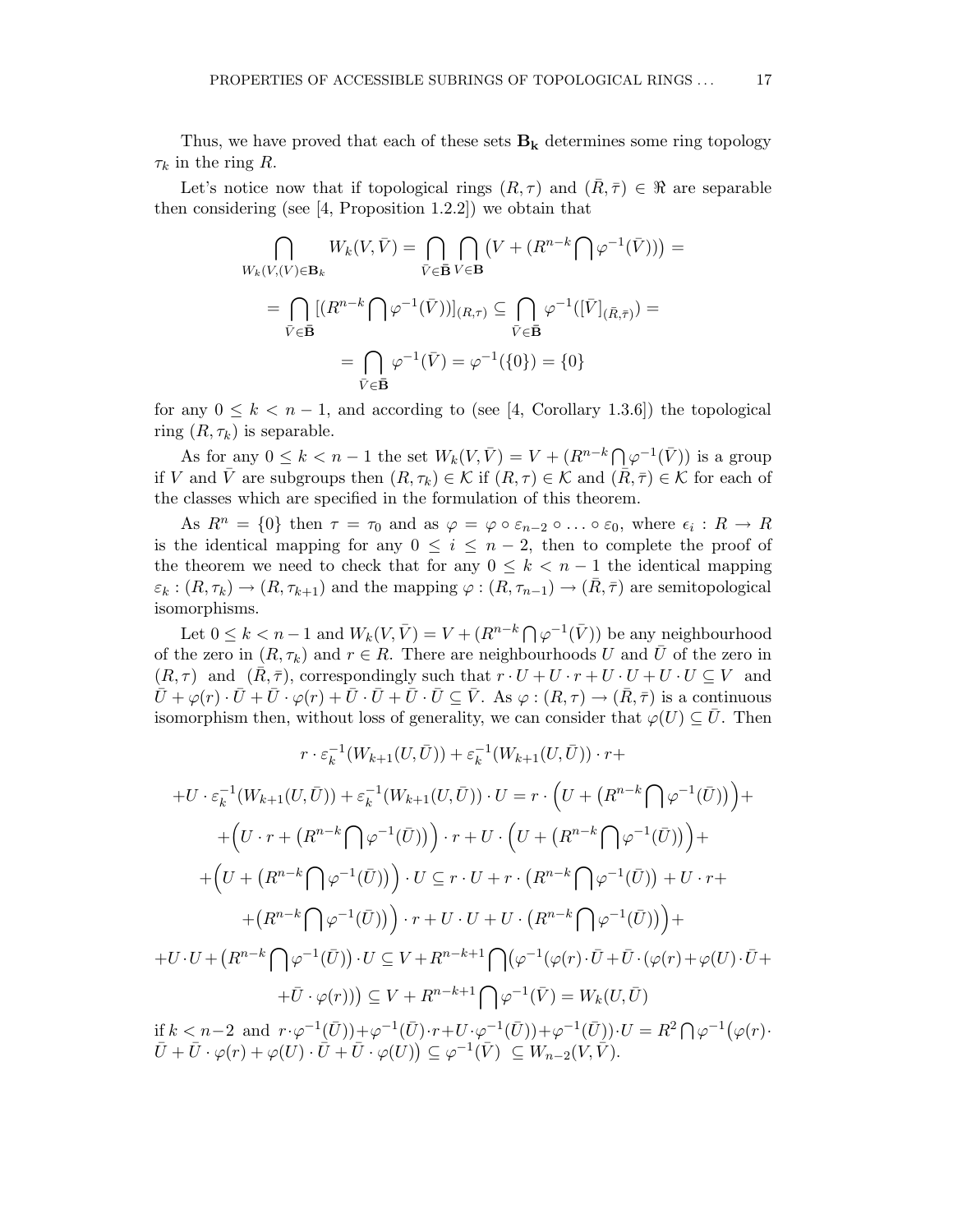Thus, we have proved that each of these sets $\mathbf{B_k}$ determines some ring topology $\tau_k$ in the ring $R$.

Let's notice now that if topological rings $(R, \tau)$ and $(\bar{R}, \bar{\tau}) \in \Re$ are separable then considering (see [4, Proposition 1.2.2]) we obtain that

$$\bigcap_{W_k(V,(V)\in \mathbf{B}_k} W_k(V, \bar{V}) = \bigcap_{\bar{V}\in \bar{\mathbf{B}}} \bigcap_{V\in \mathbf{B}} \left(V + (R^{n-k} \bigcap \varphi^{-1}(\bar{V}))\right) =$$

$$= \bigcap_{\bar{V}\in \bar{\mathbf{B}}} [(R^{n-k} \bigcap \varphi^{-1}(\bar{V}))]_{(R,\tau)} \subseteq \bigcap_{\bar{V}\in \bar{\mathbf{B}}} \varphi^{-1}([\bar{V}]_{(\bar{R},\bar{\tau})}) =$$

$$= \bigcap_{\bar{V}\in \bar{\mathbf{B}}} \varphi^{-1}(\bar{V}) = \varphi^{-1}(\{0\}) = \{0\}$$

for any $0 \leq k < n-1$, and according to (see [4, Corollary 1.3.6]) the topological ring $(R, \tau_k)$ is separable.

As for any $0 \leq k < n-1$ the set $W_k(V, \bar{V}) = V + (R^{n-k} \bigcap \varphi^{-1}(\bar{V}))$ is a group if $V$ and $\bar{V}$ are subgroups then $(R, \tau_k) \in \mathcal{K}$ if $(R, \tau) \in \mathcal{K}$ and $(\bar{R}, \bar{\tau}) \in \mathcal{K}$ for each of the classes which are specified in the formulation of this theorem.

As $R^n = \{0\}$ then $\tau = \tau_0$ and as $\varphi = \varphi \circ \varepsilon_{n-2} \circ \ldots \circ \varepsilon_0$, where $\epsilon_i : R \to R$ is the identical mapping for any $0 \leq i \leq n-2$, then to complete the proof of the theorem we need to check that for any $0 \leq k < n-1$ the identical mapping $\varepsilon_k : (R, \tau_k) \to (R, \tau_{k+1})$ and the mapping $\varphi : (R, \tau_{n-1}) \to (\bar{R}, \bar{\tau})$ are semitopological isomorphisms.

Let $0 \leq k < n-1$ and $W_k(V, \bar{V}) = V + (R^{n-k} \bigcap \varphi^{-1}(\bar{V}))$ be any neighbourhood of the zero in $(R, \tau_k)$ and $r \in R$. There are neighbourhoods $U$ and $\bar{U}$ of the zero in $(R, \tau)$ and $(\bar{R}, \bar{\tau})$, correspondingly such that $r \cdot U + U \cdot r + U \cdot U + U \cdot U \subseteq V$ and $\bar{U} + \varphi(r) \cdot \bar{U} + \bar{U} \cdot \varphi(r) + \bar{U} \cdot \bar{U} + \bar{U} \cdot \bar{U} \subseteq \bar{V}$. As $\varphi : (R, \tau) \to (\bar{R}, \bar{\tau})$ is a continuous isomorphism then, without loss of generality, we can consider that $\varphi(U) \subseteq \bar{U}$. Then

$$r \cdot \varepsilon_k^{-1}(W_{k+1}(U, \bar{U})) + \varepsilon_k^{-1}(W_{k+1}(U, \bar{U})) \cdot r +$$

$$+ U \cdot \varepsilon_k^{-1}(W_{k+1}(U, \bar{U})) + \varepsilon_k^{-1}(W_{k+1}(U, \bar{U})) \cdot U = r \cdot \Big(U + \big(R^{n-k} \bigcap \varphi^{-1}(\bar{U})\big)\Big) +$$

$$+ \Big(U \cdot r + \big(R^{n-k} \bigcap \varphi^{-1}(\bar{U})\big)\Big) \cdot r + U \cdot \Big(U + \big(R^{n-k} \bigcap \varphi^{-1}(\bar{U})\big)\Big) +$$

$$+ \Big(U + \big(R^{n-k} \bigcap \varphi^{-1}(\bar{U})\big)\Big) \cdot U \subseteq r \cdot U + r \cdot \big(R^{n-k} \bigcap \varphi^{-1}(\bar{U})\big) + U \cdot r +$$

$$+ \big(R^{n-k} \bigcap \varphi^{-1}(\bar{U})\big)\Big) \cdot r + U \cdot U + U \cdot \big(R^{n-k} \bigcap \varphi^{-1}(\bar{U})\big)\Big) +$$

$$+ U \cdot U + \big(R^{n-k} \bigcap \varphi^{-1}(\bar{U})\big) \cdot U \subseteq V + R^{n-k+1} \bigcap \big(\varphi^{-1}(\varphi(r) \cdot \bar{U} + \bar{U} \cdot (\varphi(r) + \varphi(U) \cdot \bar{U} +$$

$$+ \bar{U} \cdot \varphi(r))\big) \subseteq V + R^{n-k+1} \bigcap \varphi^{-1}(\bar{V}) = W_k(U, \bar{U})$$

if $k < n-2$ and $r \cdot \varphi^{-1}(\bar{U})) + \varphi^{-1}(\bar{U}) \cdot r + U \cdot \varphi^{-1}(\bar{U})) + \varphi^{-1}(\bar{U})) \cdot U = R^2 \bigcap \varphi^{-1}\big(\varphi(r) \cdot \bar{U} + \bar{U} \cdot \varphi(r) + \varphi(U) \cdot \bar{U} + \bar{U} \cdot \varphi(U)\big) \subseteq \varphi^{-1}(\bar{V}) \subseteq W_{n-2}(V, \bar{V})$.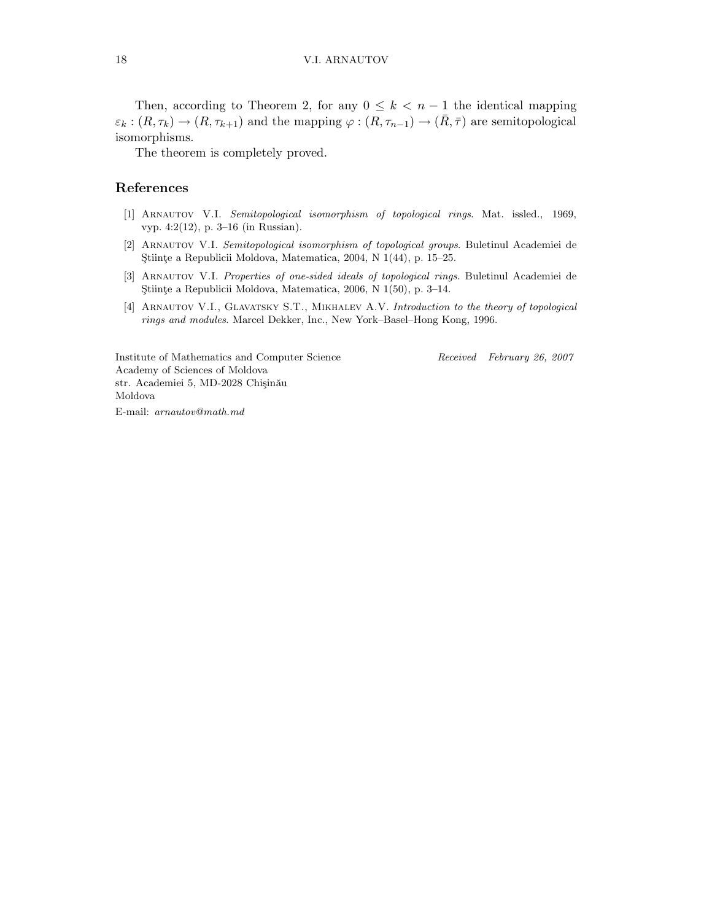Then, according to Theorem 2, for any $0 \leq k < n-1$ the identical mapping $\varepsilon_k : (R, \tau_k) \to (R, \tau_{k+1})$ and the mapping $\varphi : (R, \tau_{n-1}) \to (\bar{R}, \bar{\tau})$ are semitopological isomorphisms.

The theorem is completely proved.

## References

[1] Arnautov V.I. *Semitopological isomorphism of topological rings*. Mat. issled., 1969, vyp. 4:2(12), p. 3–16 (in Russian).

[2] Arnautov V.I. *Semitopological isomorphism of topological groups*. Buletinul Academiei de Ştiinţe a Republicii Moldova, Matematica, 2004, N 1(44), p. 15–25.

[3] Arnautov V.I. *Properties of one-sided ideals of topological rings*. Buletinul Academiei de Ştiinţe a Republicii Moldova, Matematica, 2006, N 1(50), p. 3–14.

[4] Arnautov V.I., Glavatsky S.T., Mikhalev A.V. *Introduction to the theory of topological rings and modules*. Marcel Dekker, Inc., New York–Basel–Hong Kong, 1996.

Institute of Mathematics and Computer Science
Academy of Sciences of Moldova
str. Academiei 5, MD-2028 Chişinău
Moldova
E-mail: *arnautov@math.md*

*Received February 26, 2007*